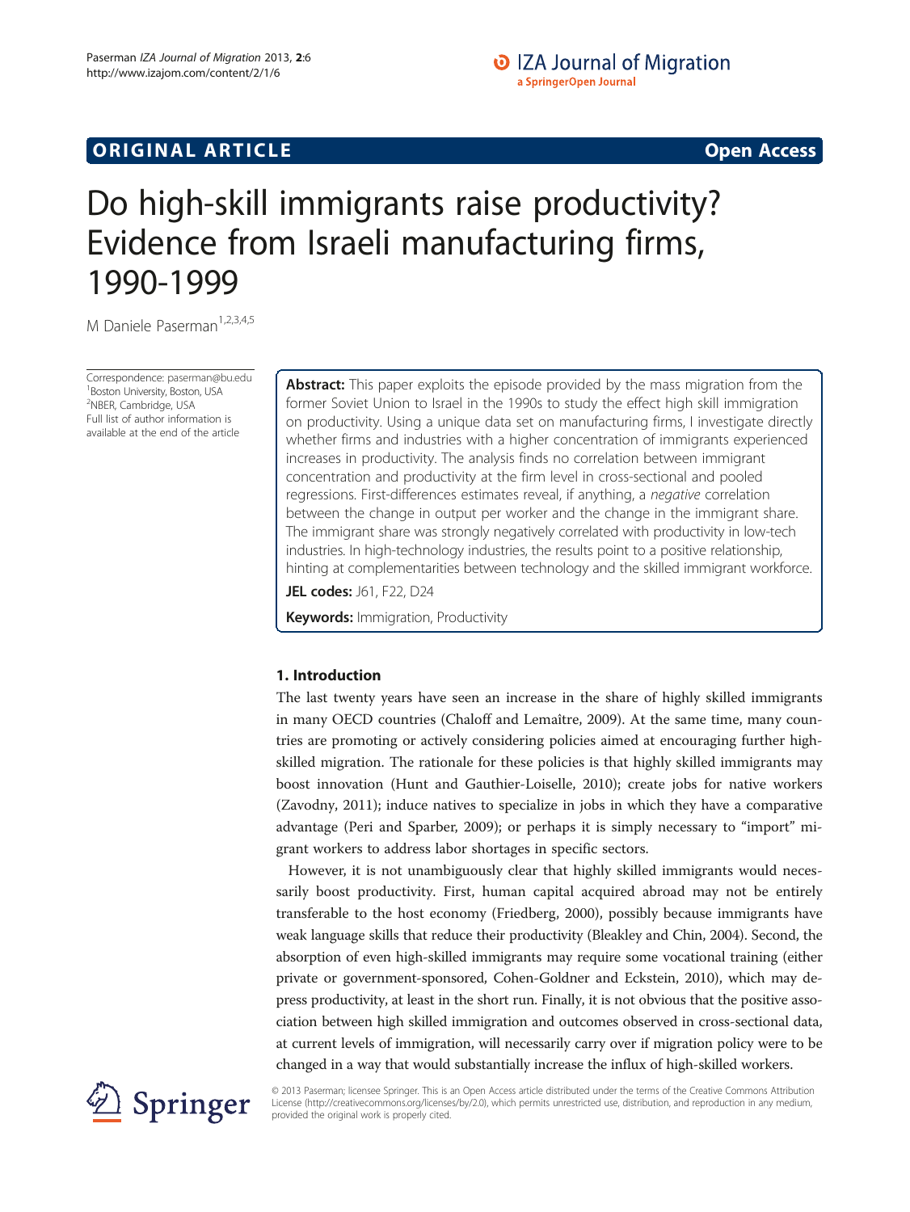ORIGINAL ARTICLE Open Access

# Do high-skill immigrants raise productivity? Evidence from Israeli manufacturing firms, 1990-1999

M Daniele Paserman[1,2,3,4,5]

Correspondence: paserman@bu.edu
[1]Boston University, Boston, USA
[2]NBER, Cambridge, USA
Full list of author information is available at the end of the article

**Abstract:** This paper exploits the episode provided by the mass migration from the former Soviet Union to Israel in the 1990s to study the effect high skill immigration on productivity. Using a unique data set on manufacturing firms, I investigate directly whether firms and industries with a higher concentration of immigrants experienced increases in productivity. The analysis finds no correlation between immigrant concentration and productivity at the firm level in cross-sectional and pooled regressions. First-differences estimates reveal, if anything, a *negative* correlation between the change in output per worker and the change in the immigrant share. The immigrant share was strongly negatively correlated with productivity in low-tech industries. In high-technology industries, the results point to a positive relationship, hinting at complementarities between technology and the skilled immigrant workforce.

**JEL codes:** J61, F22, D24

**Keywords:** Immigration, Productivity

## 1. Introduction

The last twenty years have seen an increase in the share of highly skilled immigrants in many OECD countries (Chaloff and Lemaître, 2009). At the same time, many countries are promoting or actively considering policies aimed at encouraging further high-skilled migration. The rationale for these policies is that highly skilled immigrants may boost innovation (Hunt and Gauthier-Loiselle, 2010); create jobs for native workers (Zavodny, 2011); induce natives to specialize in jobs in which they have a comparative advantage (Peri and Sparber, 2009); or perhaps it is simply necessary to "import" migrant workers to address labor shortages in specific sectors.

However, it is not unambiguously clear that highly skilled immigrants would necessarily boost productivity. First, human capital acquired abroad may not be entirely transferable to the host economy (Friedberg, 2000), possibly because immigrants have weak language skills that reduce their productivity (Bleakley and Chin, 2004). Second, the absorption of even high-skilled immigrants may require some vocational training (either private or government-sponsored, Cohen-Goldner and Eckstein, 2010), which may depress productivity, at least in the short run. Finally, it is not obvious that the positive association between high skilled immigration and outcomes observed in cross-sectional data, at current levels of immigration, will necessarily carry over if migration policy were to be changed in a way that would substantially increase the influx of high-skilled workers.

© 2013 Paserman; licensee Springer. This is an Open Access article distributed under the terms of the Creative Commons Attribution License (http://creativecommons.org/licenses/by/2.0), which permits unrestricted use, distribution, and reproduction in any medium, provided the original work is properly cited.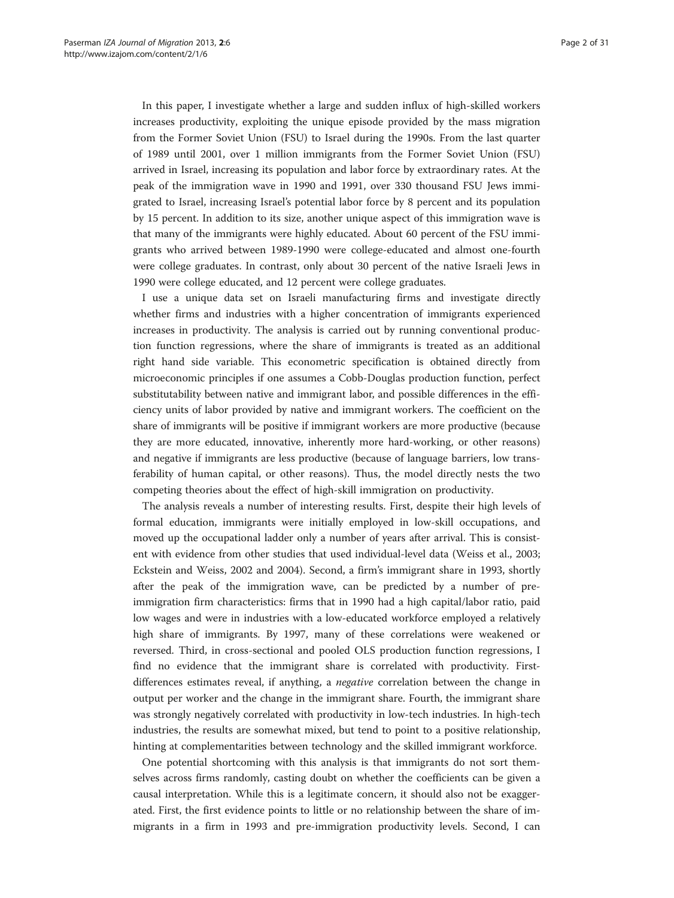In this paper, I investigate whether a large and sudden influx of high-skilled workers increases productivity, exploiting the unique episode provided by the mass migration from the Former Soviet Union (FSU) to Israel during the 1990s. From the last quarter of 1989 until 2001, over 1 million immigrants from the Former Soviet Union (FSU) arrived in Israel, increasing its population and labor force by extraordinary rates. At the peak of the immigration wave in 1990 and 1991, over 330 thousand FSU Jews immigrated to Israel, increasing Israel's potential labor force by 8 percent and its population by 15 percent. In addition to its size, another unique aspect of this immigration wave is that many of the immigrants were highly educated. About 60 percent of the FSU immigrants who arrived between 1989-1990 were college-educated and almost one-fourth were college graduates. In contrast, only about 30 percent of the native Israeli Jews in 1990 were college educated, and 12 percent were college graduates.

I use a unique data set on Israeli manufacturing firms and investigate directly whether firms and industries with a higher concentration of immigrants experienced increases in productivity. The analysis is carried out by running conventional production function regressions, where the share of immigrants is treated as an additional right hand side variable. This econometric specification is obtained directly from microeconomic principles if one assumes a Cobb-Douglas production function, perfect substitutability between native and immigrant labor, and possible differences in the efficiency units of labor provided by native and immigrant workers. The coefficient on the share of immigrants will be positive if immigrant workers are more productive (because they are more educated, innovative, inherently more hard-working, or other reasons) and negative if immigrants are less productive (because of language barriers, low transferability of human capital, or other reasons). Thus, the model directly nests the two competing theories about the effect of high-skill immigration on productivity.

The analysis reveals a number of interesting results. First, despite their high levels of formal education, immigrants were initially employed in low-skill occupations, and moved up the occupational ladder only a number of years after arrival. This is consistent with evidence from other studies that used individual-level data (Weiss et al., 2003; Eckstein and Weiss, 2002 and 2004). Second, a firm's immigrant share in 1993, shortly after the peak of the immigration wave, can be predicted by a number of pre-immigration firm characteristics: firms that in 1990 had a high capital/labor ratio, paid low wages and were in industries with a low-educated workforce employed a relatively high share of immigrants. By 1997, many of these correlations were weakened or reversed. Third, in cross-sectional and pooled OLS production function regressions, I find no evidence that the immigrant share is correlated with productivity. First-differences estimates reveal, if anything, a *negative* correlation between the change in output per worker and the change in the immigrant share. Fourth, the immigrant share was strongly negatively correlated with productivity in low-tech industries. In high-tech industries, the results are somewhat mixed, but tend to point to a positive relationship, hinting at complementarities between technology and the skilled immigrant workforce.

One potential shortcoming with this analysis is that immigrants do not sort themselves across firms randomly, casting doubt on whether the coefficients can be given a causal interpretation. While this is a legitimate concern, it should also not be exaggerated. First, the first evidence points to little or no relationship between the share of immigrants in a firm in 1993 and pre-immigration productivity levels. Second, I can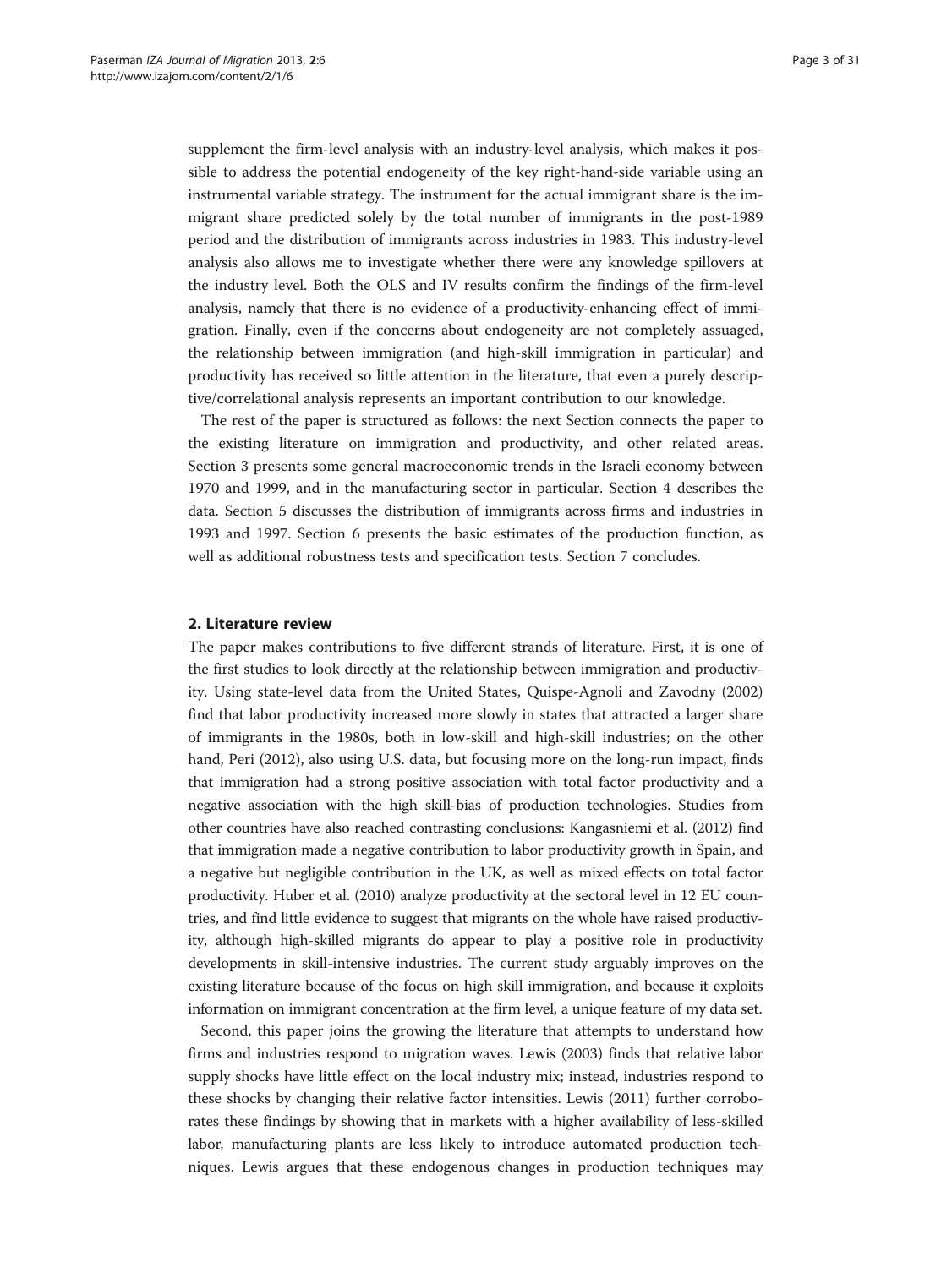supplement the firm-level analysis with an industry-level analysis, which makes it possible to address the potential endogeneity of the key right-hand-side variable using an instrumental variable strategy. The instrument for the actual immigrant share is the immigrant share predicted solely by the total number of immigrants in the post-1989 period and the distribution of immigrants across industries in 1983. This industry-level analysis also allows me to investigate whether there were any knowledge spillovers at the industry level. Both the OLS and IV results confirm the findings of the firm-level analysis, namely that there is no evidence of a productivity-enhancing effect of immigration. Finally, even if the concerns about endogeneity are not completely assuaged, the relationship between immigration (and high-skill immigration in particular) and productivity has received so little attention in the literature, that even a purely descriptive/correlational analysis represents an important contribution to our knowledge.

The rest of the paper is structured as follows: the next Section connects the paper to the existing literature on immigration and productivity, and other related areas. Section 3 presents some general macroeconomic trends in the Israeli economy between 1970 and 1999, and in the manufacturing sector in particular. Section 4 describes the data. Section 5 discusses the distribution of immigrants across firms and industries in 1993 and 1997. Section 6 presents the basic estimates of the production function, as well as additional robustness tests and specification tests. Section 7 concludes.

## 2. Literature review

The paper makes contributions to five different strands of literature. First, it is one of the first studies to look directly at the relationship between immigration and productivity. Using state-level data from the United States, Quispe-Agnoli and Zavodny (2002) find that labor productivity increased more slowly in states that attracted a larger share of immigrants in the 1980s, both in low-skill and high-skill industries; on the other hand, Peri (2012), also using U.S. data, but focusing more on the long-run impact, finds that immigration had a strong positive association with total factor productivity and a negative association with the high skill-bias of production technologies. Studies from other countries have also reached contrasting conclusions: Kangasniemi et al. (2012) find that immigration made a negative contribution to labor productivity growth in Spain, and a negative but negligible contribution in the UK, as well as mixed effects on total factor productivity. Huber et al. (2010) analyze productivity at the sectoral level in 12 EU countries, and find little evidence to suggest that migrants on the whole have raised productivity, although high-skilled migrants do appear to play a positive role in productivity developments in skill-intensive industries. The current study arguably improves on the existing literature because of the focus on high skill immigration, and because it exploits information on immigrant concentration at the firm level, a unique feature of my data set.

Second, this paper joins the growing the literature that attempts to understand how firms and industries respond to migration waves. Lewis (2003) finds that relative labor supply shocks have little effect on the local industry mix; instead, industries respond to these shocks by changing their relative factor intensities. Lewis (2011) further corroborates these findings by showing that in markets with a higher availability of less-skilled labor, manufacturing plants are less likely to introduce automated production techniques. Lewis argues that these endogenous changes in production techniques may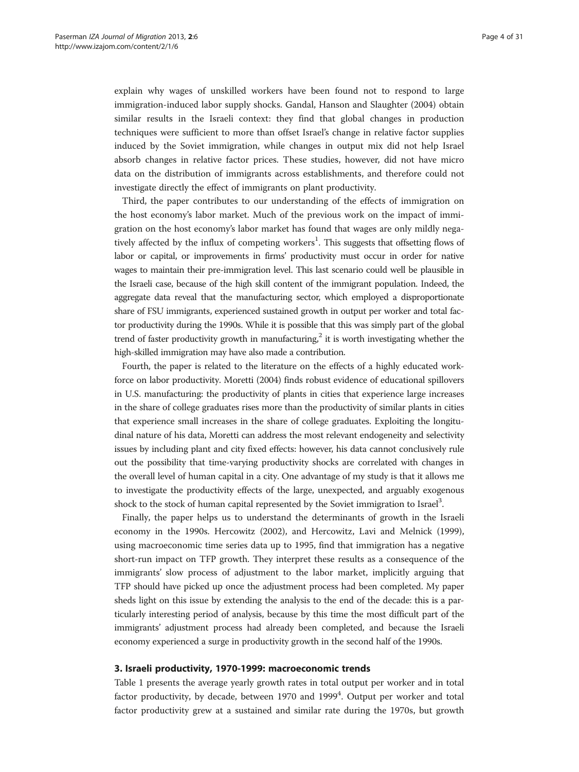explain why wages of unskilled workers have been found not to respond to large immigration-induced labor supply shocks. Gandal, Hanson and Slaughter (2004) obtain similar results in the Israeli context: they find that global changes in production techniques were sufficient to more than offset Israel's change in relative factor supplies induced by the Soviet immigration, while changes in output mix did not help Israel absorb changes in relative factor prices. These studies, however, did not have micro data on the distribution of immigrants across establishments, and therefore could not investigate directly the effect of immigrants on plant productivity.

Third, the paper contributes to our understanding of the effects of immigration on the host economy's labor market. Much of the previous work on the impact of immigration on the host economy's labor market has found that wages are only mildly negatively affected by the influx of competing workers[1]. This suggests that offsetting flows of labor or capital, or improvements in firms' productivity must occur in order for native wages to maintain their pre-immigration level. This last scenario could well be plausible in the Israeli case, because of the high skill content of the immigrant population. Indeed, the aggregate data reveal that the manufacturing sector, which employed a disproportionate share of FSU immigrants, experienced sustained growth in output per worker and total factor productivity during the 1990s. While it is possible that this was simply part of the global trend of faster productivity growth in manufacturing,[2] it is worth investigating whether the high-skilled immigration may have also made a contribution.

Fourth, the paper is related to the literature on the effects of a highly educated workforce on labor productivity. Moretti (2004) finds robust evidence of educational spillovers in U.S. manufacturing: the productivity of plants in cities that experience large increases in the share of college graduates rises more than the productivity of similar plants in cities that experience small increases in the share of college graduates. Exploiting the longitudinal nature of his data, Moretti can address the most relevant endogeneity and selectivity issues by including plant and city fixed effects: however, his data cannot conclusively rule out the possibility that time-varying productivity shocks are correlated with changes in the overall level of human capital in a city. One advantage of my study is that it allows me to investigate the productivity effects of the large, unexpected, and arguably exogenous shock to the stock of human capital represented by the Soviet immigration to Israel[3].

Finally, the paper helps us to understand the determinants of growth in the Israeli economy in the 1990s. Hercowitz (2002), and Hercowitz, Lavi and Melnick (1999), using macroeconomic time series data up to 1995, find that immigration has a negative short-run impact on TFP growth. They interpret these results as a consequence of the immigrants' slow process of adjustment to the labor market, implicitly arguing that TFP should have picked up once the adjustment process had been completed. My paper sheds light on this issue by extending the analysis to the end of the decade: this is a particularly interesting period of analysis, because by this time the most difficult part of the immigrants' adjustment process had already been completed, and because the Israeli economy experienced a surge in productivity growth in the second half of the 1990s.

## 3. Israeli productivity, 1970-1999: macroeconomic trends

Table 1 presents the average yearly growth rates in total output per worker and in total factor productivity, by decade, between 1970 and 1999[4]. Output per worker and total factor productivity grew at a sustained and similar rate during the 1970s, but growth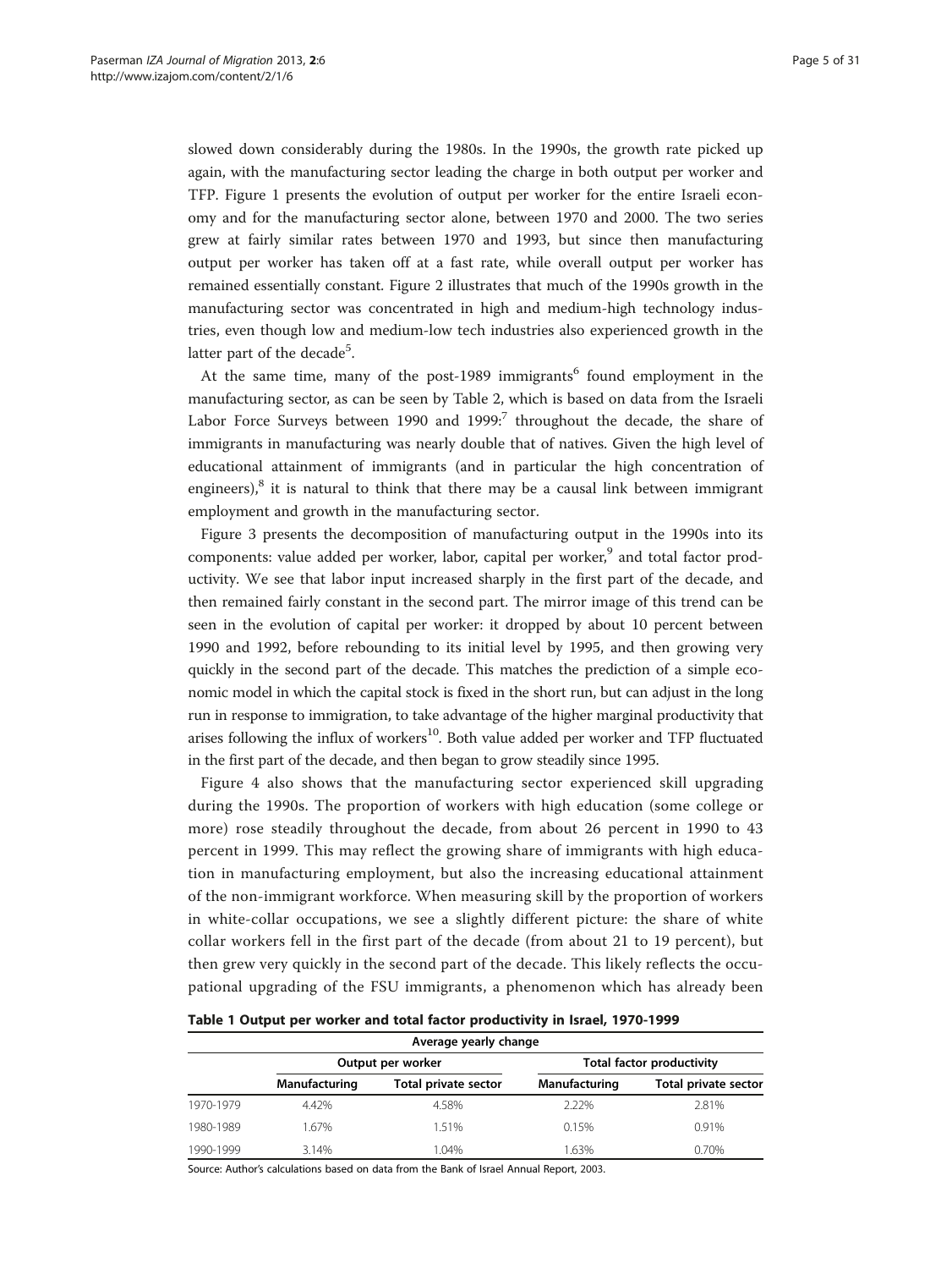slowed down considerably during the 1980s. In the 1990s, the growth rate picked up again, with the manufacturing sector leading the charge in both output per worker and TFP. Figure 1 presents the evolution of output per worker for the entire Israeli economy and for the manufacturing sector alone, between 1970 and 2000. The two series grew at fairly similar rates between 1970 and 1993, but since then manufacturing output per worker has taken off at a fast rate, while overall output per worker has remained essentially constant. Figure 2 illustrates that much of the 1990s growth in the manufacturing sector was concentrated in high and medium-high technology industries, even though low and medium-low tech industries also experienced growth in the latter part of the decade[5].

At the same time, many of the post-1989 immigrants[6] found employment in the manufacturing sector, as can be seen by Table 2, which is based on data from the Israeli Labor Force Surveys between 1990 and 1999:[7] throughout the decade, the share of immigrants in manufacturing was nearly double that of natives. Given the high level of educational attainment of immigrants (and in particular the high concentration of engineers),[8] it is natural to think that there may be a causal link between immigrant employment and growth in the manufacturing sector.

Figure 3 presents the decomposition of manufacturing output in the 1990s into its components: value added per worker, labor, capital per worker,[9] and total factor productivity. We see that labor input increased sharply in the first part of the decade, and then remained fairly constant in the second part. The mirror image of this trend can be seen in the evolution of capital per worker: it dropped by about 10 percent between 1990 and 1992, before rebounding to its initial level by 1995, and then growing very quickly in the second part of the decade. This matches the prediction of a simple economic model in which the capital stock is fixed in the short run, but can adjust in the long run in response to immigration, to take advantage of the higher marginal productivity that arises following the influx of workers[10]. Both value added per worker and TFP fluctuated in the first part of the decade, and then began to grow steadily since 1995.

Figure 4 also shows that the manufacturing sector experienced skill upgrading during the 1990s. The proportion of workers with high education (some college or more) rose steadily throughout the decade, from about 26 percent in 1990 to 43 percent in 1999. This may reflect the growing share of immigrants with high education in manufacturing employment, but also the increasing educational attainment of the non-immigrant workforce. When measuring skill by the proportion of workers in white-collar occupations, we see a slightly different picture: the share of white collar workers fell in the first part of the decade (from about 21 to 19 percent), but then grew very quickly in the second part of the decade. This likely reflects the occupational upgrading of the FSU immigrants, a phenomenon which has already been

**Table 1 Output per worker and total factor productivity in Israel, 1970-1999**

| | Average yearly change | | | |
|---|---|---|---|---|
| | Output per worker | | Total factor productivity | |
| | Manufacturing | Total private sector | Manufacturing | Total private sector |
| 1970-1979 | 4.42% | 4.58% | 2.22% | 2.81% |
| 1980-1989 | 1.67% | 1.51% | 0.15% | 0.91% |
| 1990-1999 | 3.14% | 1.04% | 1.63% | 0.70% |

Source: Author's calculations based on data from the Bank of Israel Annual Report, 2003.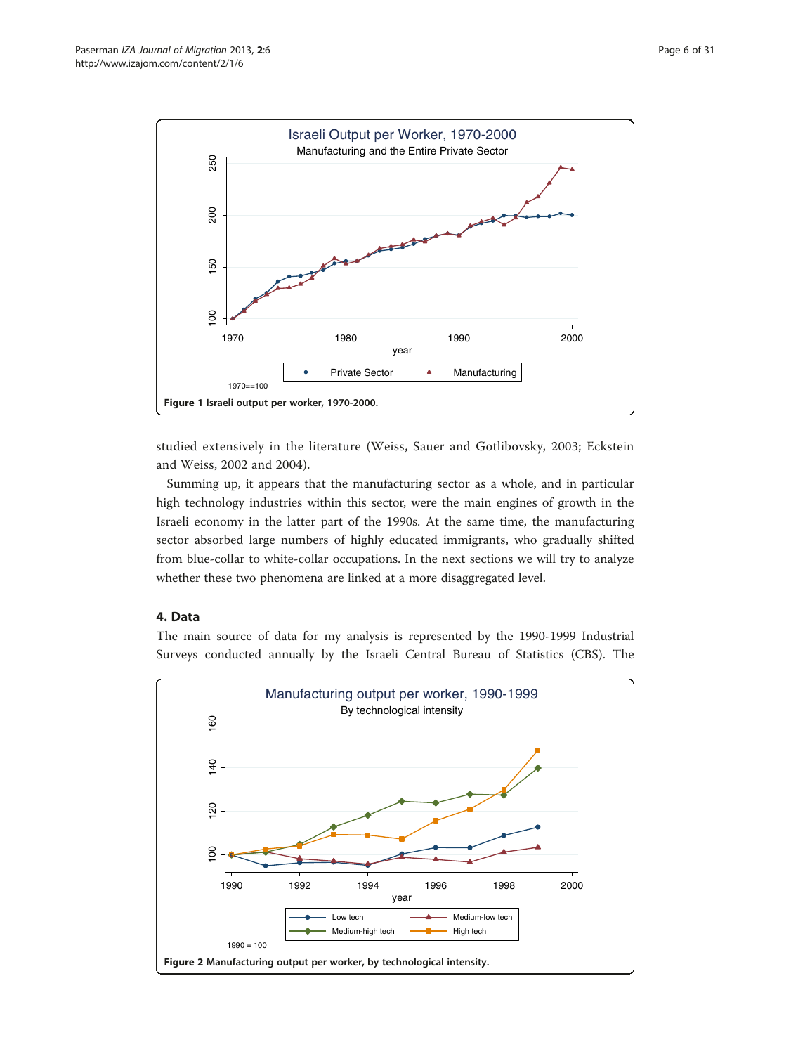Figure 1 Israeli output per worker, 1970-2000.

studied extensively in the literature (Weiss, Sauer and Gotlibovsky, 2003; Eckstein and Weiss, 2002 and 2004).

Summing up, it appears that the manufacturing sector as a whole, and in particular high technology industries within this sector, were the main engines of growth in the Israeli economy in the latter part of the 1990s. At the same time, the manufacturing sector absorbed large numbers of highly educated immigrants, who gradually shifted from blue-collar to white-collar occupations. In the next sections we will try to analyze whether these two phenomena are linked at a more disaggregated level.

## 4. Data

The main source of data for my analysis is represented by the 1990-1999 Industrial Surveys conducted annually by the Israeli Central Bureau of Statistics (CBS). The

Figure 2 Manufacturing output per worker, by technological intensity.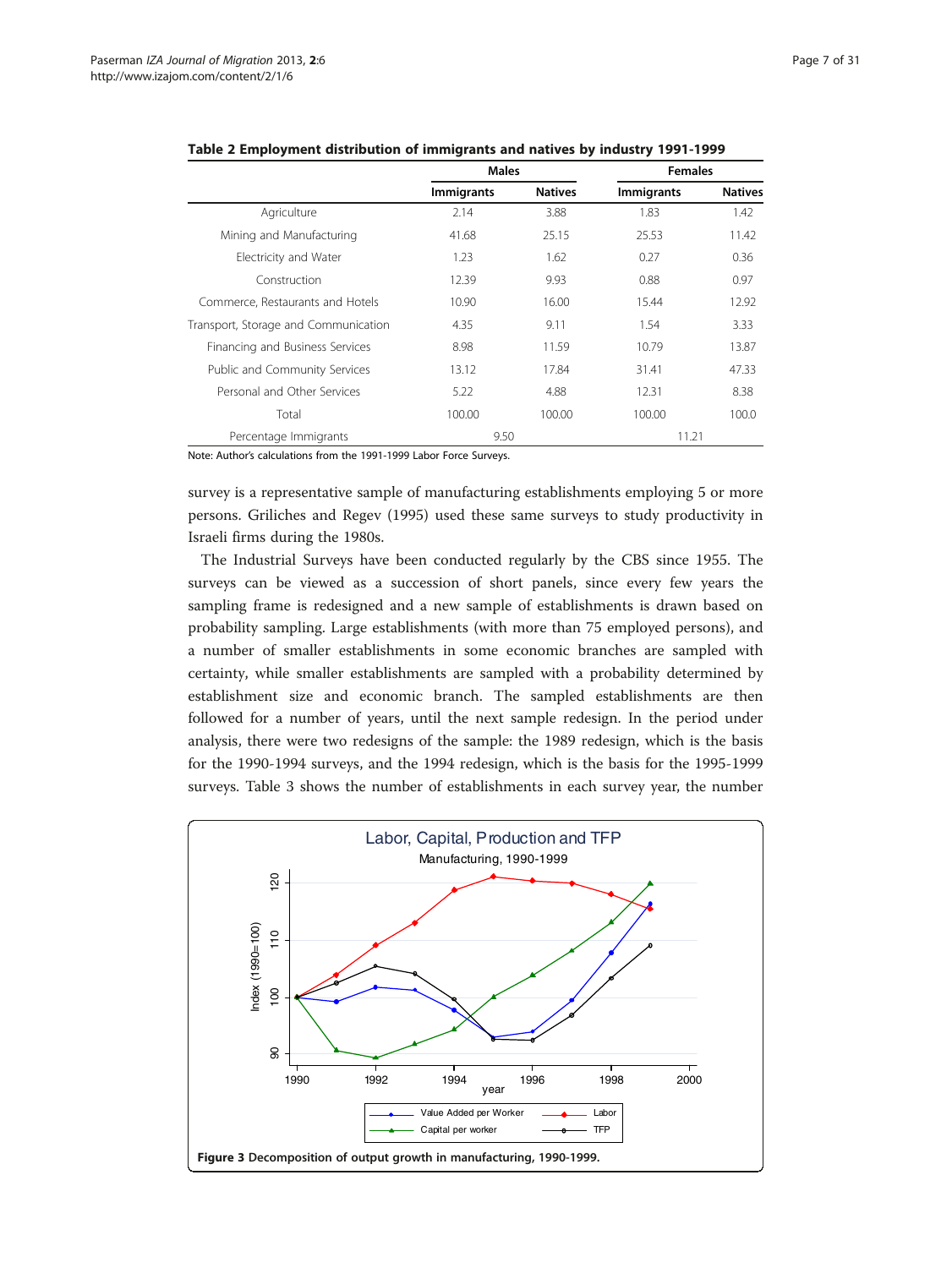**Table 2 Employment distribution of immigrants and natives by industry 1991-1999**

| | Males | | Females | |
|---|---|---|---|---|
| | Immigrants | Natives | Immigrants | Natives |
| Agriculture | 2.14 | 3.88 | 1.83 | 1.42 |
| Mining and Manufacturing | 41.68 | 25.15 | 25.53 | 11.42 |
| Electricity and Water | 1.23 | 1.62 | 0.27 | 0.36 |
| Construction | 12.39 | 9.93 | 0.88 | 0.97 |
| Commerce, Restaurants and Hotels | 10.90 | 16.00 | 15.44 | 12.92 |
| Transport, Storage and Communication | 4.35 | 9.11 | 1.54 | 3.33 |
| Financing and Business Services | 8.98 | 11.59 | 10.79 | 13.87 |
| Public and Community Services | 13.12 | 17.84 | 31.41 | 47.33 |
| Personal and Other Services | 5.22 | 4.88 | 12.31 | 8.38 |
| Total | 100.00 | 100.00 | 100.00 | 100.0 |
| Percentage Immigrants | 9.50 | | 11.21 | |

Note: Author's calculations from the 1991-1999 Labor Force Surveys.

survey is a representative sample of manufacturing establishments employing 5 or more persons. Griliches and Regev (1995) used these same surveys to study productivity in Israeli firms during the 1980s.

The Industrial Surveys have been conducted regularly by the CBS since 1955. The surveys can be viewed as a succession of short panels, since every few years the sampling frame is redesigned and a new sample of establishments is drawn based on probability sampling. Large establishments (with more than 75 employed persons), and a number of smaller establishments in some economic branches are sampled with certainty, while smaller establishments are sampled with a probability determined by establishment size and economic branch. The sampled establishments are then followed for a number of years, until the next sample redesign. In the period under analysis, there were two redesigns of the sample: the 1989 redesign, which is the basis for the 1990-1994 surveys, and the 1994 redesign, which is the basis for the 1995-1999 surveys. Table 3 shows the number of establishments in each survey year, the number

**Figure 3** Decomposition of output growth in manufacturing, 1990-1999.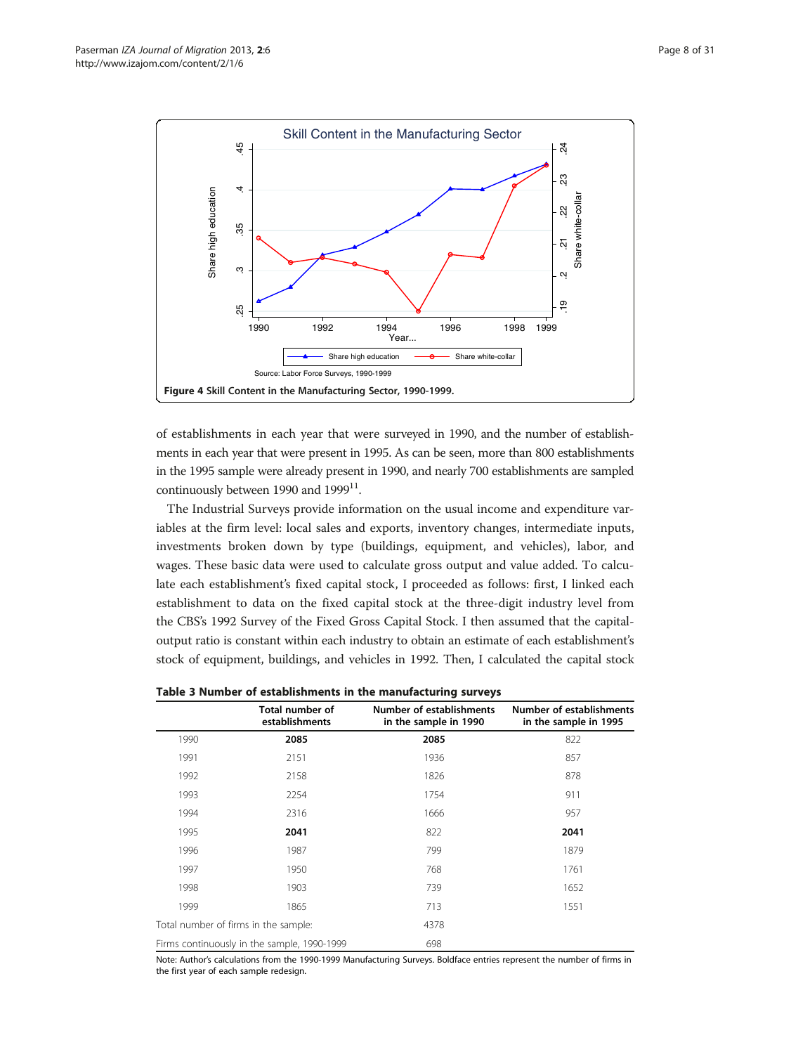**Figure 4** Skill Content in the Manufacturing Sector, 1990-1999.

of establishments in each year that were surveyed in 1990, and the number of establishments in each year that were present in 1995. As can be seen, more than 800 establishments in the 1995 sample were already present in 1990, and nearly 700 establishments are sampled continuously between 1990 and 1999[11].

The Industrial Surveys provide information on the usual income and expenditure variables at the firm level: local sales and exports, inventory changes, intermediate inputs, investments broken down by type (buildings, equipment, and vehicles), labor, and wages. These basic data were used to calculate gross output and value added. To calculate each establishment's fixed capital stock, I proceeded as follows: first, I linked each establishment to data on the fixed capital stock at the three-digit industry level from the CBS's 1992 Survey of the Fixed Gross Capital Stock. I then assumed that the capital-output ratio is constant within each industry to obtain an estimate of each establishment's stock of equipment, buildings, and vehicles in 1992. Then, I calculated the capital stock

**Table 3 Number of establishments in the manufacturing surveys**

| | Total number of establishments | Number of establishments in the sample in 1990 | Number of establishments in the sample in 1995 |
|---|---|---|---|
| 1990 | **2085** | **2085** | 822 |
| 1991 | 2151 | 1936 | 857 |
| 1992 | 2158 | 1826 | 878 |
| 1993 | 2254 | 1754 | 911 |
| 1994 | 2316 | 1666 | 957 |
| 1995 | **2041** | 822 | **2041** |
| 1996 | 1987 | 799 | 1879 |
| 1997 | 1950 | 768 | 1761 |
| 1998 | 1903 | 739 | 1652 |
| 1999 | 1865 | 713 | 1551 |
| Total number of firms in the sample: | | 4378 | |
| Firms continuously in the sample, 1990-1999 | | 698 | |

Note: Author's calculations from the 1990-1999 Manufacturing Surveys. Boldface entries represent the number of firms in the first year of each sample redesign.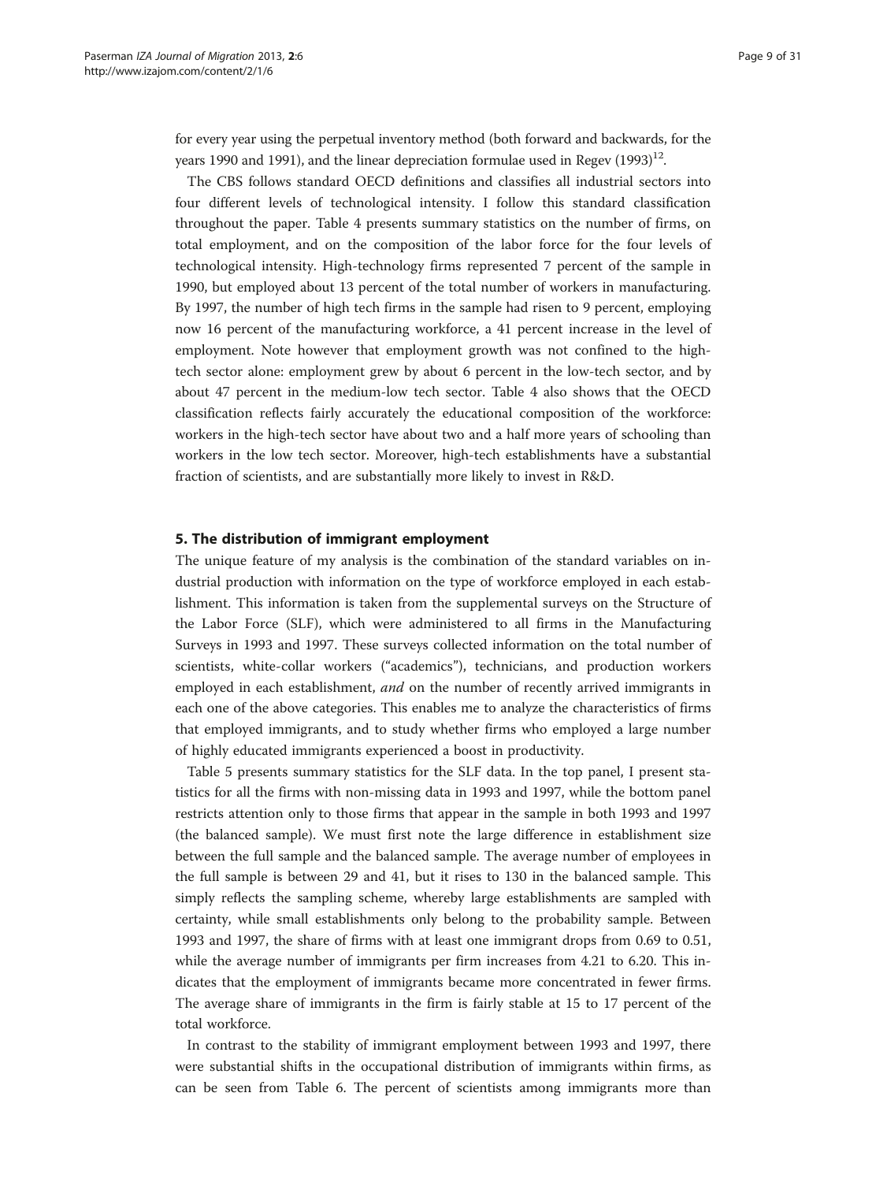for every year using the perpetual inventory method (both forward and backwards, for the years 1990 and 1991), and the linear depreciation formulae used in Regev (1993)[12].

The CBS follows standard OECD definitions and classifies all industrial sectors into four different levels of technological intensity. I follow this standard classification throughout the paper. Table 4 presents summary statistics on the number of firms, on total employment, and on the composition of the labor force for the four levels of technological intensity. High-technology firms represented 7 percent of the sample in 1990, but employed about 13 percent of the total number of workers in manufacturing. By 1997, the number of high tech firms in the sample had risen to 9 percent, employing now 16 percent of the manufacturing workforce, a 41 percent increase in the level of employment. Note however that employment growth was not confined to the high-tech sector alone: employment grew by about 6 percent in the low-tech sector, and by about 47 percent in the medium-low tech sector. Table 4 also shows that the OECD classification reflects fairly accurately the educational composition of the workforce: workers in the high-tech sector have about two and a half more years of schooling than workers in the low tech sector. Moreover, high-tech establishments have a substantial fraction of scientists, and are substantially more likely to invest in R&D.

## 5. The distribution of immigrant employment

The unique feature of my analysis is the combination of the standard variables on industrial production with information on the type of workforce employed in each establishment. This information is taken from the supplemental surveys on the Structure of the Labor Force (SLF), which were administered to all firms in the Manufacturing Surveys in 1993 and 1997. These surveys collected information on the total number of scientists, white-collar workers ("academics"), technicians, and production workers employed in each establishment, *and* on the number of recently arrived immigrants in each one of the above categories. This enables me to analyze the characteristics of firms that employed immigrants, and to study whether firms who employed a large number of highly educated immigrants experienced a boost in productivity.

Table 5 presents summary statistics for the SLF data. In the top panel, I present statistics for all the firms with non-missing data in 1993 and 1997, while the bottom panel restricts attention only to those firms that appear in the sample in both 1993 and 1997 (the balanced sample). We must first note the large difference in establishment size between the full sample and the balanced sample. The average number of employees in the full sample is between 29 and 41, but it rises to 130 in the balanced sample. This simply reflects the sampling scheme, whereby large establishments are sampled with certainty, while small establishments only belong to the probability sample. Between 1993 and 1997, the share of firms with at least one immigrant drops from 0.69 to 0.51, while the average number of immigrants per firm increases from 4.21 to 6.20. This indicates that the employment of immigrants became more concentrated in fewer firms. The average share of immigrants in the firm is fairly stable at 15 to 17 percent of the total workforce.

In contrast to the stability of immigrant employment between 1993 and 1997, there were substantial shifts in the occupational distribution of immigrants within firms, as can be seen from Table 6. The percent of scientists among immigrants more than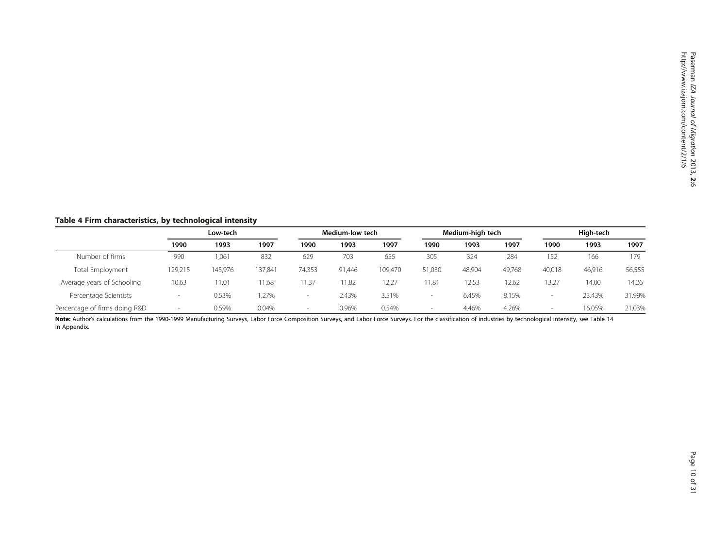**Table 4 Firm characteristics, by technological intensity**

| | Low-tech | | | Medium-low tech | | | Medium-high tech | | | High-tech | | |
|---|---|---|---|---|---|---|---|---|---|---|---|---|
| | 1990 | 1993 | 1997 | 1990 | 1993 | 1997 | 1990 | 1993 | 1997 | 1990 | 1993 | 1997 |
| Number of firms | 990 | 1,061 | 832 | 629 | 703 | 655 | 305 | 324 | 284 | 152 | 166 | 179 |
| Total Employment | 129,215 | 145,976 | 137,841 | 74,353 | 91,446 | 109,470 | 51,030 | 48,904 | 49,768 | 40,018 | 46,916 | 56,555 |
| Average years of Schooling | 10.63 | 11.01 | 11.68 | 11.37 | 11.82 | 12.27 | 11.81 | 12.53 | 12.62 | 13.27 | 14.00 | 14.26 |
| Percentage Scientists | - | 0.53% | 1.27% | - | 2.43% | 3.51% | - | 6.45% | 8.15% | - | 23.43% | 31.99% |
| Percentage of firms doing R&D | - | 0.59% | 0.04% | - | 0.96% | 0.54% | - | 4.46% | 4.26% | - | 16.05% | 21.03% |

**Note:** Author's calculations from the 1990-1999 Manufacturing Surveys, Labor Force Composition Surveys, and Labor Force Surveys. For the classification of industries by technological intensity, see Table 14 in Appendix.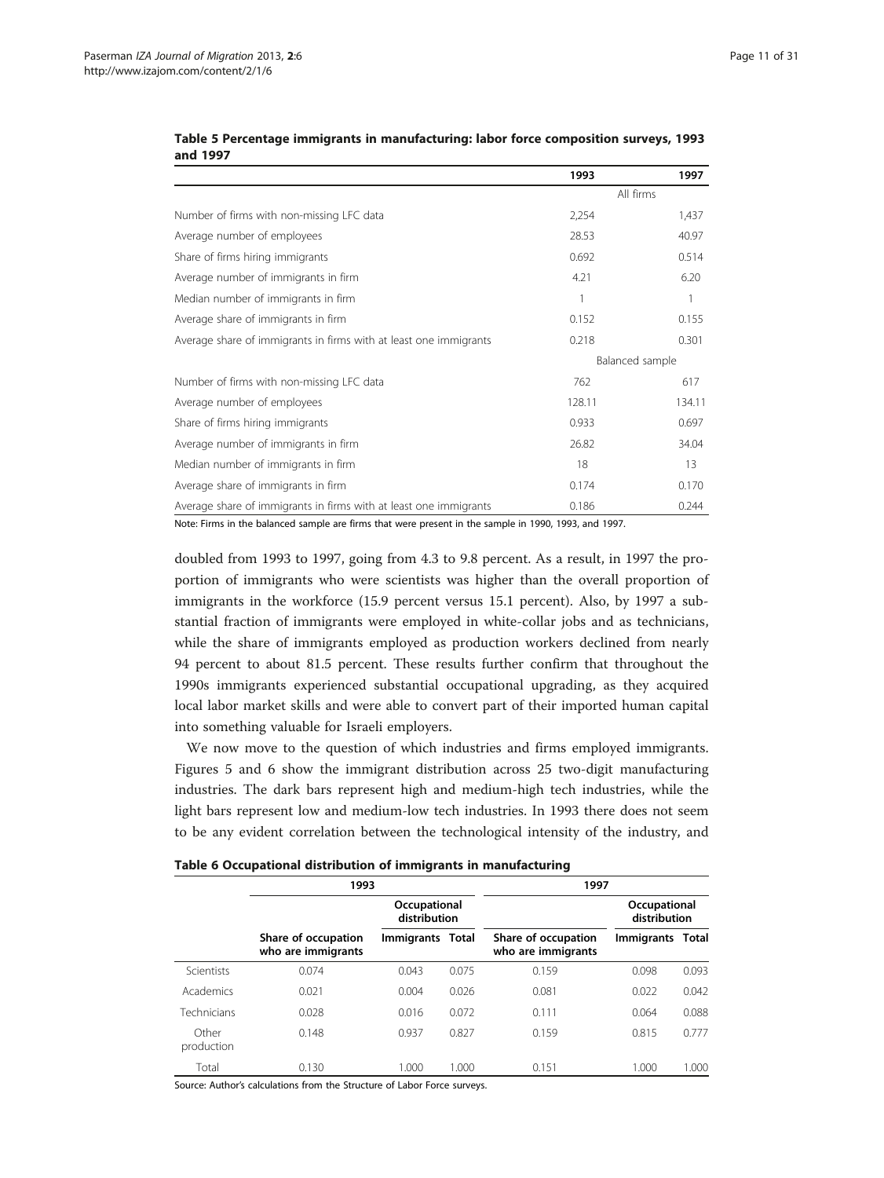**Table 5 Percentage immigrants in manufacturing: labor force composition surveys, 1993 and 1997**

| | 1993 | 1997 |
|---|---|---|
| | All firms | |
| Number of firms with non-missing LFC data | 2,254 | 1,437 |
| Average number of employees | 28.53 | 40.97 |
| Share of firms hiring immigrants | 0.692 | 0.514 |
| Average number of immigrants in firm | 4.21 | 6.20 |
| Median number of immigrants in firm | 1 | 1 |
| Average share of immigrants in firm | 0.152 | 0.155 |
| Average share of immigrants in firms with at least one immigrants | 0.218 | 0.301 |
| | Balanced sample | |
| Number of firms with non-missing LFC data | 762 | 617 |
| Average number of employees | 128.11 | 134.11 |
| Share of firms hiring immigrants | 0.933 | 0.697 |
| Average number of immigrants in firm | 26.82 | 34.04 |
| Median number of immigrants in firm | 18 | 13 |
| Average share of immigrants in firm | 0.174 | 0.170 |
| Average share of immigrants in firms with at least one immigrants | 0.186 | 0.244 |

Note: Firms in the balanced sample are firms that were present in the sample in 1990, 1993, and 1997.

doubled from 1993 to 1997, going from 4.3 to 9.8 percent. As a result, in 1997 the proportion of immigrants who were scientists was higher than the overall proportion of immigrants in the workforce (15.9 percent versus 15.1 percent). Also, by 1997 a substantial fraction of immigrants were employed in white-collar jobs and as technicians, while the share of immigrants employed as production workers declined from nearly 94 percent to about 81.5 percent. These results further confirm that throughout the 1990s immigrants experienced substantial occupational upgrading, as they acquired local labor market skills and were able to convert part of their imported human capital into something valuable for Israeli employers.

We now move to the question of which industries and firms employed immigrants. Figures 5 and 6 show the immigrant distribution across 25 two-digit manufacturing industries. The dark bars represent high and medium-high tech industries, while the light bars represent low and medium-low tech industries. In 1993 there does not seem to be any evident correlation between the technological intensity of the industry, and

**Table 6 Occupational distribution of immigrants in manufacturing**

| | 1993 | | | 1997 | | |
|---|---|---|---|---|---|---|
| | | Occupational distribution | | | Occupational distribution | |
| | Share of occupation who are immigrants | Immigrants | Total | Share of occupation who are immigrants | Immigrants | Total |
| Scientists | 0.074 | 0.043 | 0.075 | 0.159 | 0.098 | 0.093 |
| Academics | 0.021 | 0.004 | 0.026 | 0.081 | 0.022 | 0.042 |
| Technicians | 0.028 | 0.016 | 0.072 | 0.111 | 0.064 | 0.088 |
| Other production | 0.148 | 0.937 | 0.827 | 0.159 | 0.815 | 0.777 |
| Total | 0.130 | 1.000 | 1.000 | 0.151 | 1.000 | 1.000 |

Source: Author's calculations from the Structure of Labor Force surveys.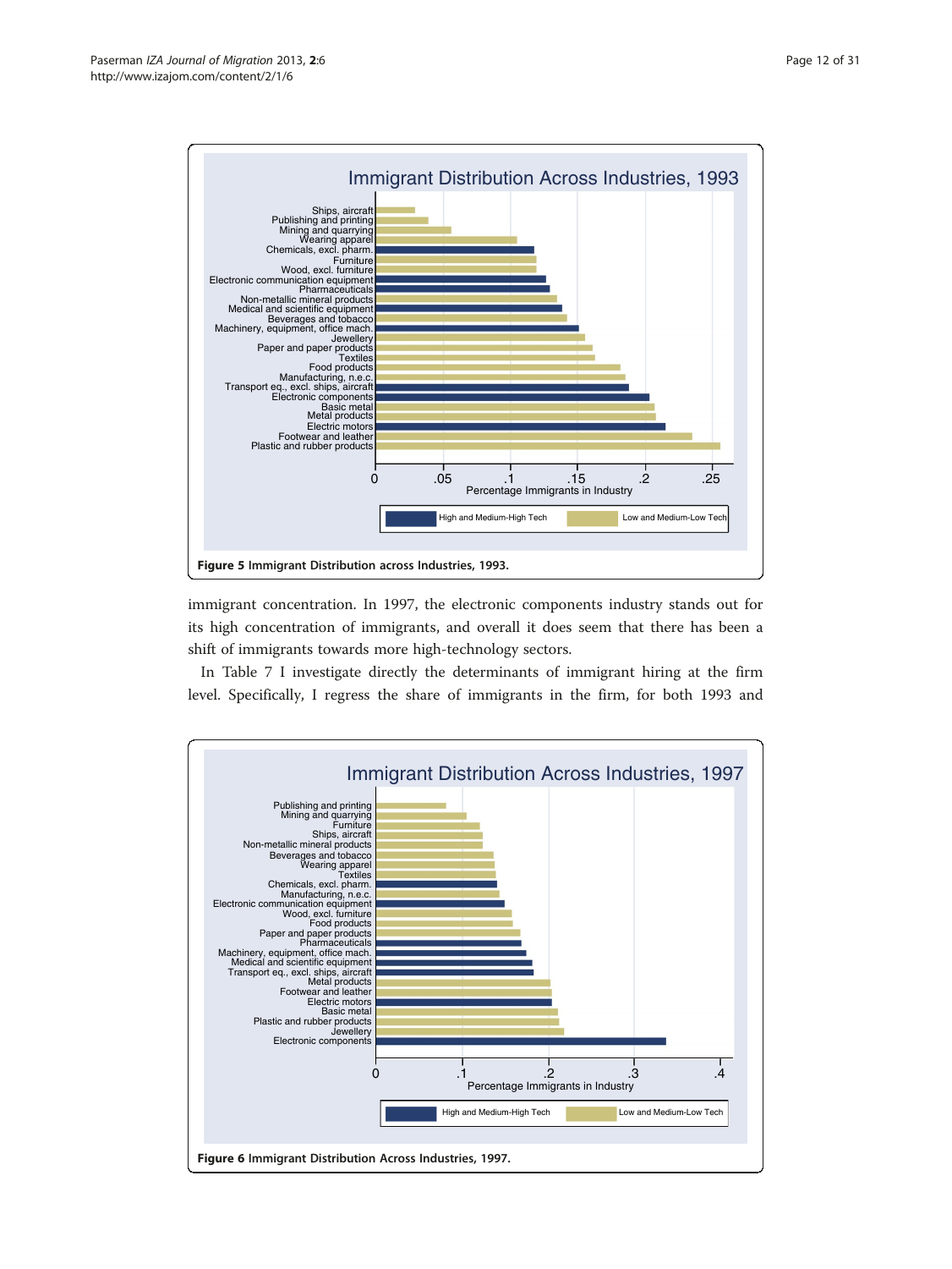Figure 5 Immigrant Distribution across Industries, 1993.

immigrant concentration. In 1997, the electronic components industry stands out for its high concentration of immigrants, and overall it does seem that there has been a shift of immigrants towards more high-technology sectors.

In Table 7 I investigate directly the determinants of immigrant hiring at the firm level. Specifically, I regress the share of immigrants in the firm, for both 1993 and

Figure 6 Immigrant Distribution Across Industries, 1997.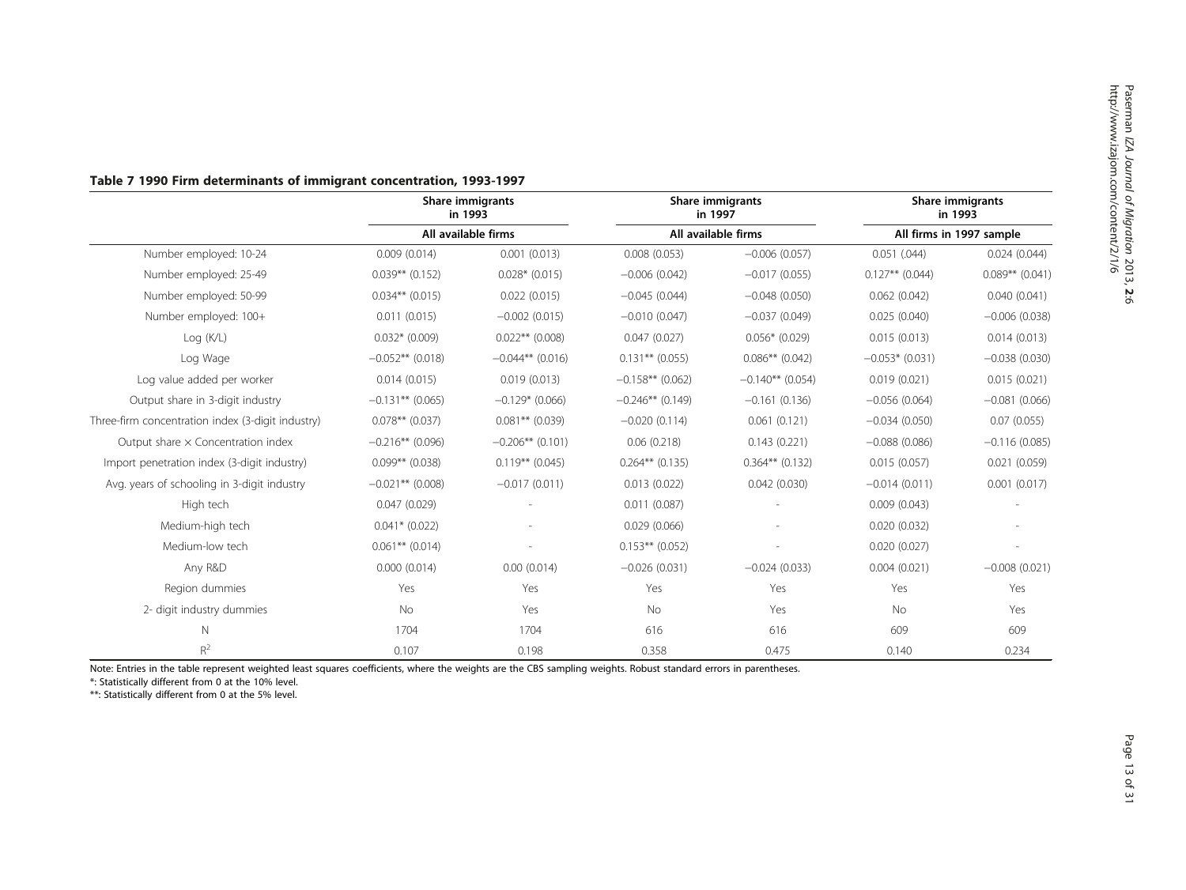**Table 7 1990 Firm determinants of immigrant concentration, 1993-1997**

| | Share immigrants in 1993 | | Share immigrants in 1997 | | Share immigrants in 1993 | |
|---|---|---|---|---|---|---|
| | All available firms | | All available firms | | All firms in 1997 sample | |
| Number employed: 10-24 | 0.009 (0.014) | 0.001 (0.013) | 0.008 (0.053) | −0.006 (0.057) | 0.051 (.044) | 0.024 (0.044) |
| Number employed: 25-49 | 0.039** (0.152) | 0.028* (0.015) | −0.006 (0.042) | −0.017 (0.055) | 0.127** (0.044) | 0.089** (0.041) |
| Number employed: 50-99 | 0.034** (0.015) | 0.022 (0.015) | −0.045 (0.044) | −0.048 (0.050) | 0.062 (0.042) | 0.040 (0.041) |
| Number employed: 100+ | 0.011 (0.015) | −0.002 (0.015) | −0.010 (0.047) | −0.037 (0.049) | 0.025 (0.040) | −0.006 (0.038) |
| Log (K/L) | 0.032* (0.009) | 0.022** (0.008) | 0.047 (0.027) | 0.056* (0.029) | 0.015 (0.013) | 0.014 (0.013) |
| Log Wage | −0.052** (0.018) | −0.044** (0.016) | 0.131** (0.055) | 0.086** (0.042) | −0.053* (0.031) | −0.038 (0.030) |
| Log value added per worker | 0.014 (0.015) | 0.019 (0.013) | −0.158** (0.062) | −0.140** (0.054) | 0.019 (0.021) | 0.015 (0.021) |
| Output share in 3-digit industry | −0.131** (0.065) | −0.129* (0.066) | −0.246** (0.149) | −0.161 (0.136) | −0.056 (0.064) | −0.081 (0.066) |
| Three-firm concentration index (3-digit industry) | 0.078** (0.037) | 0.081** (0.039) | −0.020 (0.114) | 0.061 (0.121) | −0.034 (0.050) | 0.07 (0.055) |
| Output share × Concentration index | −0.216** (0.096) | −0.206** (0.101) | 0.06 (0.218) | 0.143 (0.221) | −0.088 (0.086) | −0.116 (0.085) |
| Import penetration index (3-digit industry) | 0.099** (0.038) | 0.119** (0.045) | 0.264** (0.135) | 0.364** (0.132) | 0.015 (0.057) | 0.021 (0.059) |
| Avg. years of schooling in 3-digit industry | −0.021** (0.008) | −0.017 (0.011) | 0.013 (0.022) | 0.042 (0.030) | −0.014 (0.011) | 0.001 (0.017) |
| High tech | 0.047 (0.029) | - | 0.011 (0.087) | - | 0.009 (0.043) | - |
| Medium-high tech | 0.041* (0.022) | - | 0.029 (0.066) | - | 0.020 (0.032) | - |
| Medium-low tech | 0.061** (0.014) | - | 0.153** (0.052) | - | 0.020 (0.027) | - |
| Any R&D | 0.000 (0.014) | 0.00 (0.014) | −0.026 (0.031) | −0.024 (0.033) | 0.004 (0.021) | −0.008 (0.021) |
| Region dummies | Yes | Yes | Yes | Yes | Yes | Yes |
| 2- digit industry dummies | No | Yes | No | Yes | No | Yes |
| N | 1704 | 1704 | 616 | 616 | 609 | 609 |
| $R^2$ | 0.107 | 0.198 | 0.358 | 0.475 | 0.140 | 0.234 |

Note: Entries in the table represent weighted least squares coefficients, where the weights are the CBS sampling weights. Robust standard errors in parentheses.

*: Statistically different from 0 at the 10% level.

**: Statistically different from 0 at the 5% level.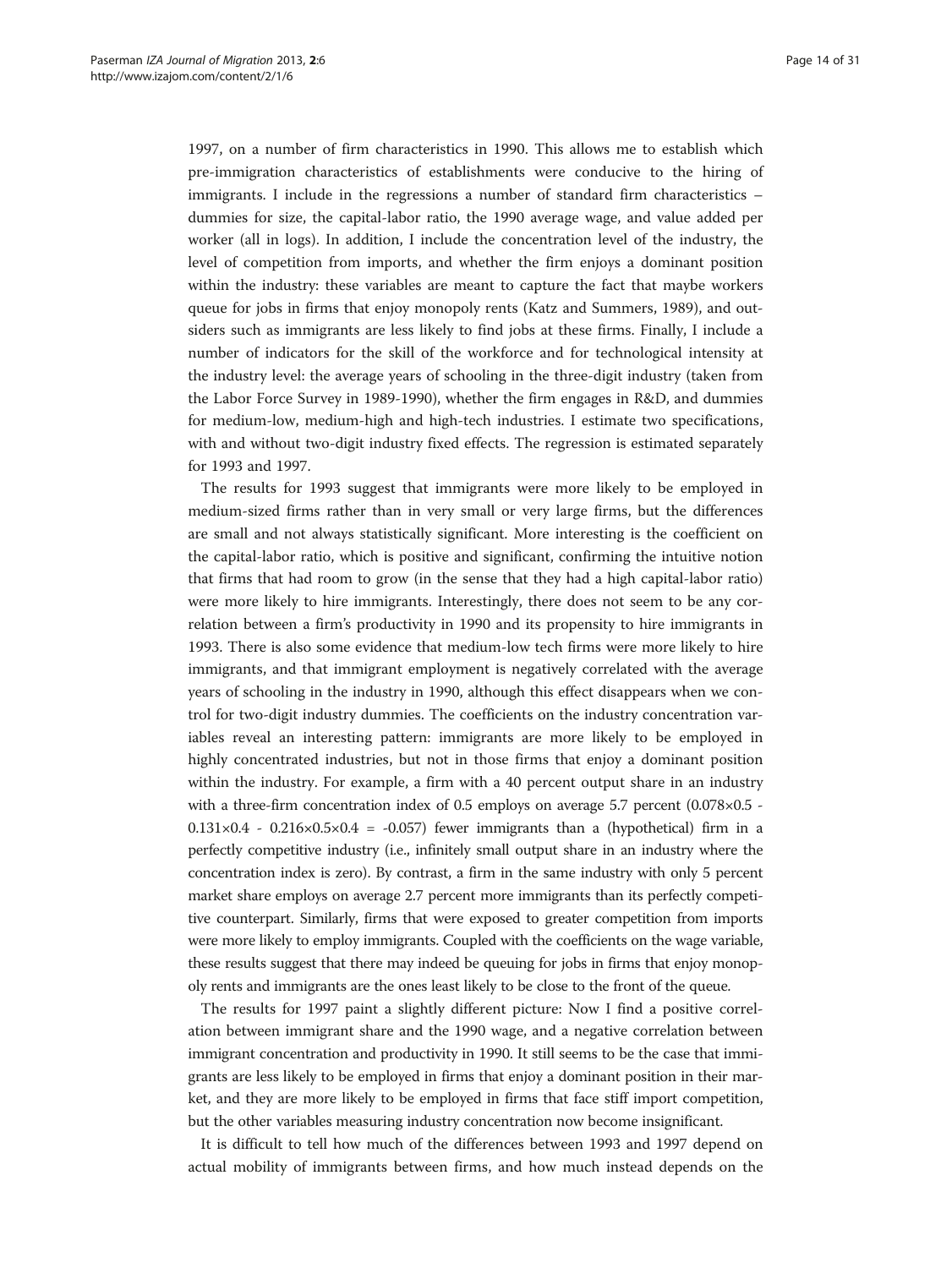1997, on a number of firm characteristics in 1990. This allows me to establish which pre-immigration characteristics of establishments were conducive to the hiring of immigrants. I include in the regressions a number of standard firm characteristics – dummies for size, the capital-labor ratio, the 1990 average wage, and value added per worker (all in logs). In addition, I include the concentration level of the industry, the level of competition from imports, and whether the firm enjoys a dominant position within the industry: these variables are meant to capture the fact that maybe workers queue for jobs in firms that enjoy monopoly rents (Katz and Summers, 1989), and outsiders such as immigrants are less likely to find jobs at these firms. Finally, I include a number of indicators for the skill of the workforce and for technological intensity at the industry level: the average years of schooling in the three-digit industry (taken from the Labor Force Survey in 1989-1990), whether the firm engages in R&D, and dummies for medium-low, medium-high and high-tech industries. I estimate two specifications, with and without two-digit industry fixed effects. The regression is estimated separately for 1993 and 1997.

The results for 1993 suggest that immigrants were more likely to be employed in medium-sized firms rather than in very small or very large firms, but the differences are small and not always statistically significant. More interesting is the coefficient on the capital-labor ratio, which is positive and significant, confirming the intuitive notion that firms that had room to grow (in the sense that they had a high capital-labor ratio) were more likely to hire immigrants. Interestingly, there does not seem to be any correlation between a firm's productivity in 1990 and its propensity to hire immigrants in 1993. There is also some evidence that medium-low tech firms were more likely to hire immigrants, and that immigrant employment is negatively correlated with the average years of schooling in the industry in 1990, although this effect disappears when we control for two-digit industry dummies. The coefficients on the industry concentration variables reveal an interesting pattern: immigrants are more likely to be employed in highly concentrated industries, but not in those firms that enjoy a dominant position within the industry. For example, a firm with a 40 percent output share in an industry with a three-firm concentration index of 0.5 employs on average 5.7 percent ($0.078\times0.5$ - $0.131\times0.4$ - $0.216\times0.5\times0.4$ = -0.057) fewer immigrants than a (hypothetical) firm in a perfectly competitive industry (i.e., infinitely small output share in an industry where the concentration index is zero). By contrast, a firm in the same industry with only 5 percent market share employs on average 2.7 percent more immigrants than its perfectly competitive counterpart. Similarly, firms that were exposed to greater competition from imports were more likely to employ immigrants. Coupled with the coefficients on the wage variable, these results suggest that there may indeed be queuing for jobs in firms that enjoy monopoly rents and immigrants are the ones least likely to be close to the front of the queue.

The results for 1997 paint a slightly different picture: Now I find a positive correlation between immigrant share and the 1990 wage, and a negative correlation between immigrant concentration and productivity in 1990. It still seems to be the case that immigrants are less likely to be employed in firms that enjoy a dominant position in their market, and they are more likely to be employed in firms that face stiff import competition, but the other variables measuring industry concentration now become insignificant.

It is difficult to tell how much of the differences between 1993 and 1997 depend on actual mobility of immigrants between firms, and how much instead depends on the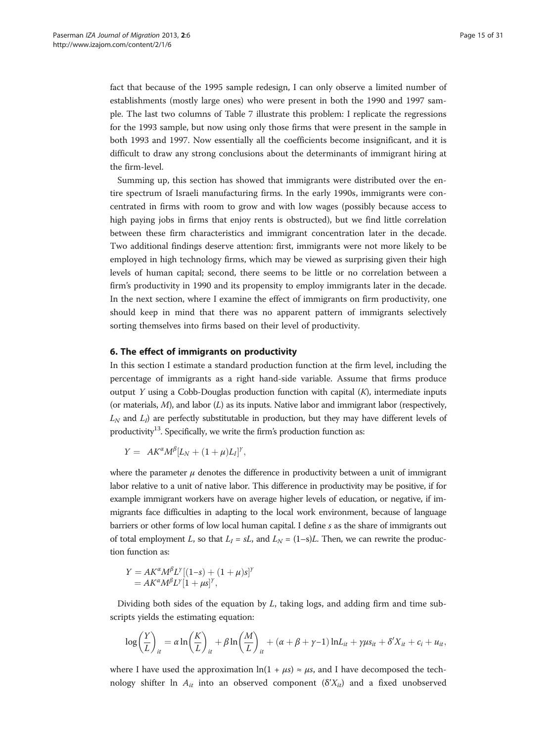fact that because of the 1995 sample redesign, I can only observe a limited number of establishments (mostly large ones) who were present in both the 1990 and 1997 sample. The last two columns of Table 7 illustrate this problem: I replicate the regressions for the 1993 sample, but now using only those firms that were present in the sample in both 1993 and 1997. Now essentially all the coefficients become insignificant, and it is difficult to draw any strong conclusions about the determinants of immigrant hiring at the firm-level.

Summing up, this section has showed that immigrants were distributed over the entire spectrum of Israeli manufacturing firms. In the early 1990s, immigrants were concentrated in firms with room to grow and with low wages (possibly because access to high paying jobs in firms that enjoy rents is obstructed), but we find little correlation between these firm characteristics and immigrant concentration later in the decade. Two additional findings deserve attention: first, immigrants were not more likely to be employed in high technology firms, which may be viewed as surprising given their high levels of human capital; second, there seems to be little or no correlation between a firm's productivity in 1990 and its propensity to employ immigrants later in the decade. In the next section, where I examine the effect of immigrants on firm productivity, one should keep in mind that there was no apparent pattern of immigrants selectively sorting themselves into firms based on their level of productivity.

## 6. The effect of immigrants on productivity

In this section I estimate a standard production function at the firm level, including the percentage of immigrants as a right hand-side variable. Assume that firms produce output $Y$ using a Cobb-Douglas production function with capital ($K$), intermediate inputs (or materials, $M$), and labor ($L$) as its inputs. Native labor and immigrant labor (respectively, $L_N$ and $L_I$) are perfectly substitutable in production, but they may have different levels of productivity[13]. Specifically, we write the firm's production function as:

$$Y = AK^{\alpha}M^{\beta}[L_N + (1+\mu)L_I]^{\gamma},$$

where the parameter $\mu$ denotes the difference in productivity between a unit of immigrant labor relative to a unit of native labor. This difference in productivity may be positive, if for example immigrant workers have on average higher levels of education, or negative, if immigrants face difficulties in adapting to the local work environment, because of language barriers or other forms of low local human capital. I define $s$ as the share of immigrants out of total employment $L$, so that $L_I = sL$, and $L_N = (1{-}s)L$. Then, we can rewrite the production function as:

$$\begin{aligned} Y &= AK^{\alpha}M^{\beta}L^{\gamma}[(1-s) + (1+\mu)s]^{\gamma} \\ &= AK^{\alpha}M^{\beta}L^{\gamma}[1+\mu s]^{\gamma}, \end{aligned}$$

Dividing both sides of the equation by $L$, taking logs, and adding firm and time subscripts yields the estimating equation:

$$\log\left(\frac{Y}{L}\right)_{it} = \alpha \ln\left(\frac{K}{L}\right)_{it} + \beta \ln\left(\frac{M}{L}\right)_{it} + (\alpha+\beta+\gamma-1)\ln L_{it} + \gamma\mu s_{it} + \delta' X_{it} + c_i + u_{it},$$

where I have used the approximation $\ln(1 + \mu s) \approx \mu s$, and I have decomposed the technology shifter $\ln A_{it}$ into an observed component ($\delta' X_{it}$) and a fixed unobserved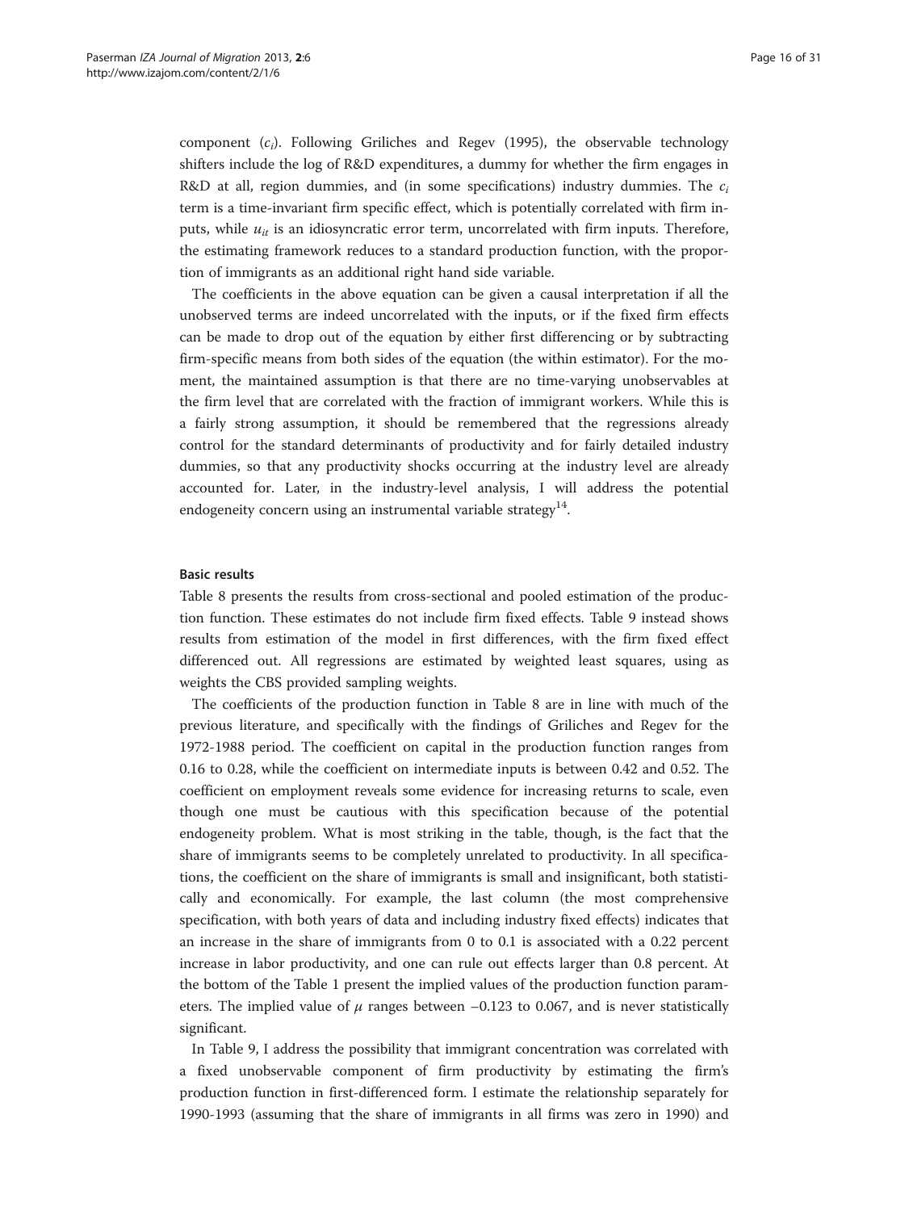component ($c_i$). Following Griliches and Regev (1995), the observable technology shifters include the log of R&D expenditures, a dummy for whether the firm engages in R&D at all, region dummies, and (in some specifications) industry dummies. The $c_i$ term is a time-invariant firm specific effect, which is potentially correlated with firm inputs, while $u_{it}$ is an idiosyncratic error term, uncorrelated with firm inputs. Therefore, the estimating framework reduces to a standard production function, with the proportion of immigrants as an additional right hand side variable.

The coefficients in the above equation can be given a causal interpretation if all the unobserved terms are indeed uncorrelated with the inputs, or if the fixed firm effects can be made to drop out of the equation by either first differencing or by subtracting firm-specific means from both sides of the equation (the within estimator). For the moment, the maintained assumption is that there are no time-varying unobservables at the firm level that are correlated with the fraction of immigrant workers. While this is a fairly strong assumption, it should be remembered that the regressions already control for the standard determinants of productivity and for fairly detailed industry dummies, so that any productivity shocks occurring at the industry level are already accounted for. Later, in the industry-level analysis, I will address the potential endogeneity concern using an instrumental variable strategy[14].

#### Basic results

Table 8 presents the results from cross-sectional and pooled estimation of the production function. These estimates do not include firm fixed effects. Table 9 instead shows results from estimation of the model in first differences, with the firm fixed effect differenced out. All regressions are estimated by weighted least squares, using as weights the CBS provided sampling weights.

The coefficients of the production function in Table 8 are in line with much of the previous literature, and specifically with the findings of Griliches and Regev for the 1972-1988 period. The coefficient on capital in the production function ranges from 0.16 to 0.28, while the coefficient on intermediate inputs is between 0.42 and 0.52. The coefficient on employment reveals some evidence for increasing returns to scale, even though one must be cautious with this specification because of the potential endogeneity problem. What is most striking in the table, though, is the fact that the share of immigrants seems to be completely unrelated to productivity. In all specifications, the coefficient on the share of immigrants is small and insignificant, both statistically and economically. For example, the last column (the most comprehensive specification, with both years of data and including industry fixed effects) indicates that an increase in the share of immigrants from 0 to 0.1 is associated with a 0.22 percent increase in labor productivity, and one can rule out effects larger than 0.8 percent. At the bottom of the Table 1 present the implied values of the production function parameters. The implied value of $\mu$ ranges between −0.123 to 0.067, and is never statistically significant.

In Table 9, I address the possibility that immigrant concentration was correlated with a fixed unobservable component of firm productivity by estimating the firm's production function in first-differenced form. I estimate the relationship separately for 1990-1993 (assuming that the share of immigrants in all firms was zero in 1990) and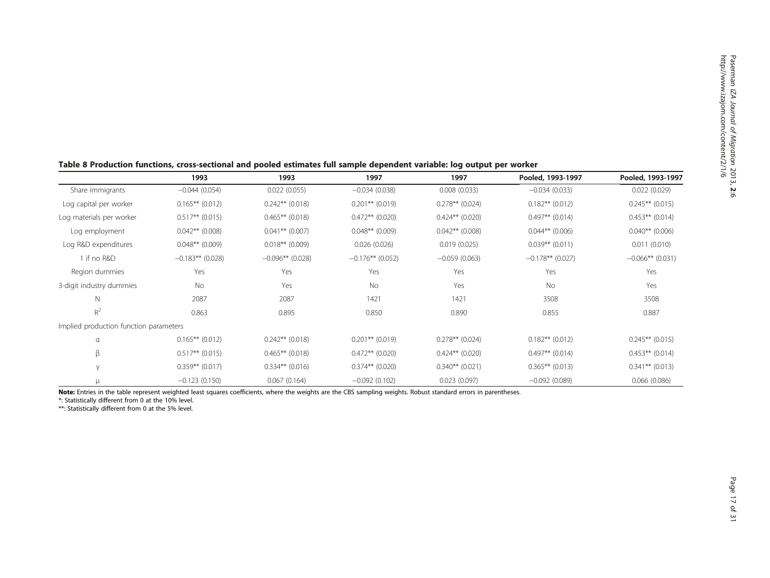**Table 8 Production functions, cross-sectional and pooled estimates full sample dependent variable: log output per worker**

| | 1993 | 1993 | 1997 | 1997 | Pooled, 1993-1997 | Pooled, 1993-1997 |
|---|---|---|---|---|---|---|
| Share immigrants | −0.044 (0.054) | 0.022 (0.055) | −0.034 (0.038) | 0.008 (0.033) | −0.034 (0.033) | 0.022 (0.029) |
| Log capital per worker | 0.165** (0.012) | 0.242** (0.018) | 0.201** (0.019) | 0.278** (0.024) | 0.182** (0.012) | 0.245** (0.015) |
| Log materials per worker | 0.517** (0.015) | 0.465** (0.018) | 0.472** (0.020) | 0.424** (0.020) | 0.497** (0.014) | 0.453** (0.014) |
| Log employment | 0.042** (0.008) | 0.041** (0.007) | 0.048** (0.009) | 0.042** (0.008) | 0.044** (0.006) | 0.040** (0.006) |
| Log R&D expenditures | 0.048** (0.009) | 0.018** (0.009) | 0.026 (0.026) | 0.019 (0.025) | 0.039** (0.011) | 0.011 (0.010) |
| 1 if no R&D | −0.183** (0.028) | −0.096** (0.028) | −0.176** (0.052) | −0.059 (0.063) | −0.178** (0.027) | −0.066** (0.031) |
| Region dummies | Yes | Yes | Yes | Yes | Yes | Yes |
| 3-digit industry dummies | No | Yes | No | Yes | No | Yes |
| N | 2087 | 2087 | 1421 | 1421 | 3508 | 3508 |
| $R^2$ | 0.863 | 0.895 | 0.850 | 0.890 | 0.855 | 0.887 |
| Implied production function parameters | | | | | | |
| $\alpha$ | 0.165** (0.012) | 0.242** (0.018) | 0.201** (0.019) | 0.278** (0.024) | 0.182** (0.012) | 0.245** (0.015) |
| $\beta$ | 0.517** (0.015) | 0.465** (0.018) | 0.472** (0.020) | 0.424** (0.020) | 0.497** (0.014) | 0.453** (0.014) |
| $\gamma$ | 0.359** (0.017) | 0.334** (0.016) | 0.374** (0.020) | 0.340** (0.021) | 0.365** (0.013) | 0.341** (0.013) |
| $\mu$ | −0.123 (0.150) | 0.067 (0.164) | −0.092 (0.102) | 0.023 (0.097) | −0.092 (0.089) | 0.066 (0.086) |

**Note:** Entries in the table represent weighted least squares coefficients, where the weights are the CBS sampling weights. Robust standard errors in parentheses.

*: Statistically different from 0 at the 10% level.

**: Statistically different from 0 at the 5% level.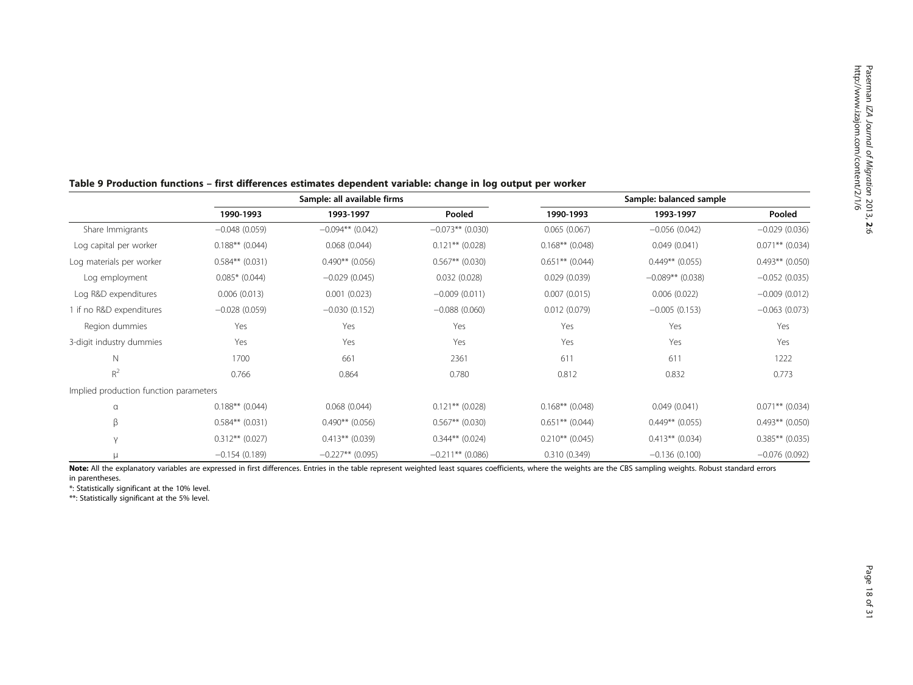**Table 9 Production functions – first differences estimates dependent variable: change in log output per worker**

| | Sample: all available firms | | | Sample: balanced sample | | |
|---|---|---|---|---|---|---|
| | 1990-1993 | 1993-1997 | Pooled | 1990-1993 | 1993-1997 | Pooled |
| Share Immigrants | −0.048 (0.059) | −0.094** (0.042) | −0.073** (0.030) | 0.065 (0.067) | −0.056 (0.042) | −0.029 (0.036) |
| Log capital per worker | 0.188** (0.044) | 0.068 (0.044) | 0.121** (0.028) | 0.168** (0.048) | 0.049 (0.041) | 0.071** (0.034) |
| Log materials per worker | 0.584** (0.031) | 0.490** (0.056) | 0.567** (0.030) | 0.651** (0.044) | 0.449** (0.055) | 0.493** (0.050) |
| Log employment | 0.085* (0.044) | −0.029 (0.045) | 0.032 (0.028) | 0.029 (0.039) | −0.089** (0.038) | −0.052 (0.035) |
| Log R&D expenditures | 0.006 (0.013) | 0.001 (0.023) | −0.009 (0.011) | 0.007 (0.015) | 0.006 (0.022) | −0.009 (0.012) |
| 1 if no R&D expenditures | −0.028 (0.059) | −0.030 (0.152) | −0.088 (0.060) | 0.012 (0.079) | −0.005 (0.153) | −0.063 (0.073) |
| Region dummies | Yes | Yes | Yes | Yes | Yes | Yes |
| 3-digit industry dummies | Yes | Yes | Yes | Yes | Yes | Yes |
| N | 1700 | 661 | 2361 | 611 | 611 | 1222 |
| $R^2$ | 0.766 | 0.864 | 0.780 | 0.812 | 0.832 | 0.773 |
| Implied production function parameters | | | | | | |
| $\alpha$ | 0.188** (0.044) | 0.068 (0.044) | 0.121** (0.028) | 0.168** (0.048) | 0.049 (0.041) | 0.071** (0.034) |
| $\beta$ | 0.584** (0.031) | 0.490** (0.056) | 0.567** (0.030) | 0.651** (0.044) | 0.449** (0.055) | 0.493** (0.050) |
| $\gamma$ | 0.312** (0.027) | 0.413** (0.039) | 0.344** (0.024) | 0.210** (0.045) | 0.413** (0.034) | 0.385** (0.035) |
| $\mu$ | −0.154 (0.189) | −0.227** (0.095) | −0.211** (0.086) | 0.310 (0.349) | −0.136 (0.100) | −0.076 (0.092) |

**Note:** All the explanatory variables are expressed in first differences. Entries in the table represent weighted least squares coefficients, where the weights are the CBS sampling weights. Robust standard errors in parentheses.

*: Statistically significant at the 10% level.

**: Statistically significant at the 5% level.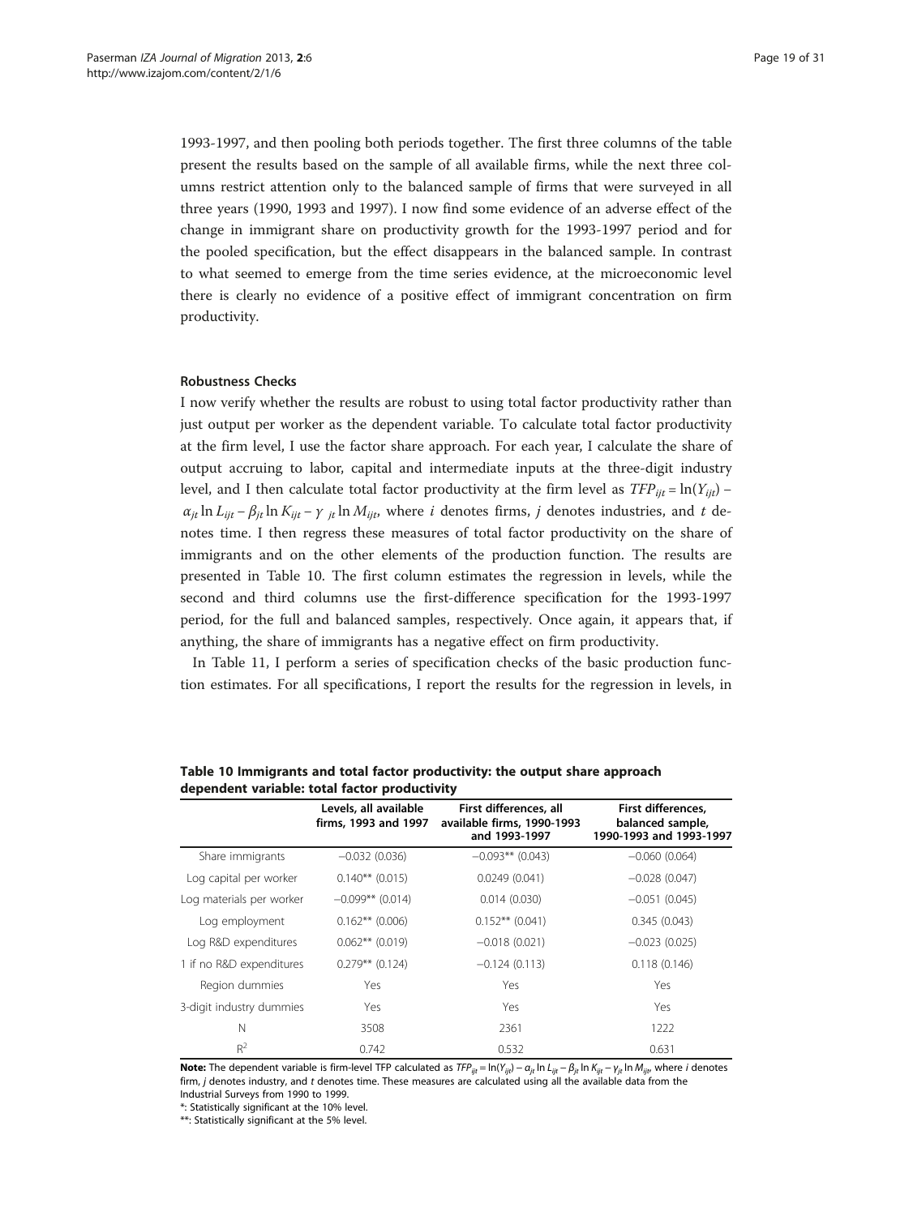1993-1997, and then pooling both periods together. The first three columns of the table present the results based on the sample of all available firms, while the next three columns restrict attention only to the balanced sample of firms that were surveyed in all three years (1990, 1993 and 1997). I now find some evidence of an adverse effect of the change in immigrant share on productivity growth for the 1993-1997 period and for the pooled specification, but the effect disappears in the balanced sample. In contrast to what seemed to emerge from the time series evidence, at the microeconomic level there is clearly no evidence of a positive effect of immigrant concentration on firm productivity.

### Robustness Checks

I now verify whether the results are robust to using total factor productivity rather than just output per worker as the dependent variable. To calculate total factor productivity at the firm level, I use the factor share approach. For each year, I calculate the share of output accruing to labor, capital and intermediate inputs at the three-digit industry level, and I then calculate total factor productivity at the firm level as $TFP_{ijt} = \ln(Y_{ijt}) - \alpha_{jt} \ln L_{ijt} - \beta_{jt} \ln K_{ijt} - \gamma_{jt} \ln M_{ijt}$, where $i$ denotes firms, $j$ denotes industries, and $t$ denotes time. I then regress these measures of total factor productivity on the share of immigrants and on the other elements of the production function. The results are presented in Table 10. The first column estimates the regression in levels, while the second and third columns use the first-difference specification for the 1993-1997 period, for the full and balanced samples, respectively. Once again, it appears that, if anything, the share of immigrants has a negative effect on firm productivity.

In Table 11, I perform a series of specification checks of the basic production function estimates. For all specifications, I report the results for the regression in levels, in

**Table 10 Immigrants and total factor productivity: the output share approach dependent variable: total factor productivity**

| | Levels, all available firms, 1993 and 1997 | First differences, all available firms, 1990-1993 and 1993-1997 | First differences, balanced sample, 1990-1993 and 1993-1997 |
|---|---|---|---|
| Share immigrants | −0.032 (0.036) | −0.093** (0.043) | −0.060 (0.064) |
| Log capital per worker | 0.140** (0.015) | 0.0249 (0.041) | −0.028 (0.047) |
| Log materials per worker | −0.099** (0.014) | 0.014 (0.030) | −0.051 (0.045) |
| Log employment | 0.162** (0.006) | 0.152** (0.041) | 0.345 (0.043) |
| Log R&D expenditures | 0.062** (0.019) | −0.018 (0.021) | −0.023 (0.025) |
| 1 if no R&D expenditures | 0.279** (0.124) | −0.124 (0.113) | 0.118 (0.146) |
| Region dummies | Yes | Yes | Yes |
| 3-digit industry dummies | Yes | Yes | Yes |
| N | 3508 | 2361 | 1222 |
| $R^2$ | 0.742 | 0.532 | 0.631 |

**Note:** The dependent variable is firm-level TFP calculated as $TFP_{ijt} = \ln(Y_{ijt}) - \alpha_{jt} \ln L_{ijt} - \beta_{jt} \ln K_{ijt} - \gamma_{jt} \ln M_{ijt}$, where $i$ denotes firm, $j$ denotes industry, and $t$ denotes time. These measures are calculated using all the available data from the Industrial Surveys from 1990 to 1999.
*: Statistically significant at the 10% level.
**: Statistically significant at the 5% level.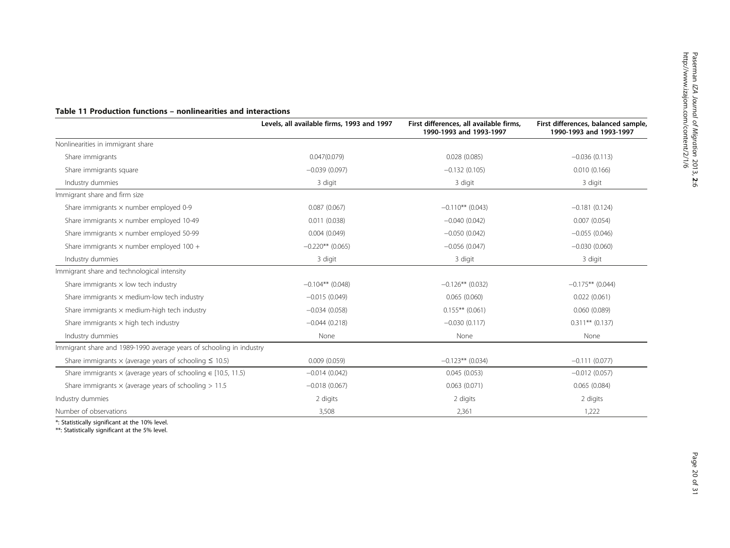**Table 11 Production functions – nonlinearities and interactions**

| | Levels, all available firms, 1993 and 1997 | First differences, all available firms, 1990-1993 and 1993-1997 | First differences, balanced sample, 1990-1993 and 1993-1997 |
|---|---|---|---|
| Nonlinearities in immigrant share | | | |
| Share immigrants | 0.047(0.079) | 0.028 (0.085) | −0.036 (0.113) |
| Share immigrants square | −0.039 (0.097) | −0.132 (0.105) | 0.010 (0.166) |
| Industry dummies | 3 digit | 3 digit | 3 digit |
| Immigrant share and firm size | | | |
| Share immigrants × number employed 0-9 | 0.087 (0.067) | −0.110** (0.043) | −0.181 (0.124) |
| Share immigrants × number employed 10-49 | 0.011 (0.038) | −0.040 (0.042) | 0.007 (0.054) |
| Share immigrants × number employed 50-99 | 0.004 (0.049) | −0.050 (0.042) | −0.055 (0.046) |
| Share immigrants × number employed 100 + | −0.220** (0.065) | −0.056 (0.047) | −0.030 (0.060) |
| Industry dummies | 3 digit | 3 digit | 3 digit |
| Immigrant share and technological intensity | | | |
| Share immigrants × low tech industry | −0.104** (0.048) | −0.126** (0.032) | −0.175** (0.044) |
| Share immigrants × medium-low tech industry | −0.015 (0.049) | 0.065 (0.060) | 0.022 (0.061) |
| Share immigrants × medium-high tech industry | −0.034 (0.058) | 0.155** (0.061) | 0.060 (0.089) |
| Share immigrants × high tech industry | −0.044 (0.218) | −0.030 (0.117) | 0.311** (0.137) |
| Industry dummies | None | None | None |
| Immigrant share and 1989-1990 average years of schooling in industry | | | |
| Share immigrants × (average years of schooling ≤ 10.5) | 0.009 (0.059) | −0.123** (0.034) | −0.111 (0.077) |
| Share immigrants × (average years of schooling ∈ [10.5, 11.5) | −0.014 (0.042) | 0.045 (0.053) | −0.012 (0.057) |
| Share immigrants × (average years of schooling > 11.5 | −0.018 (0.067) | 0.063 (0.071) | 0.065 (0.084) |
| Industry dummies | 2 digits | 2 digits | 2 digits |
| Number of observations | 3,508 | 2,361 | 1,222 |

*: Statistically significant at the 10% level.
**: Statistically significant at the 5% level.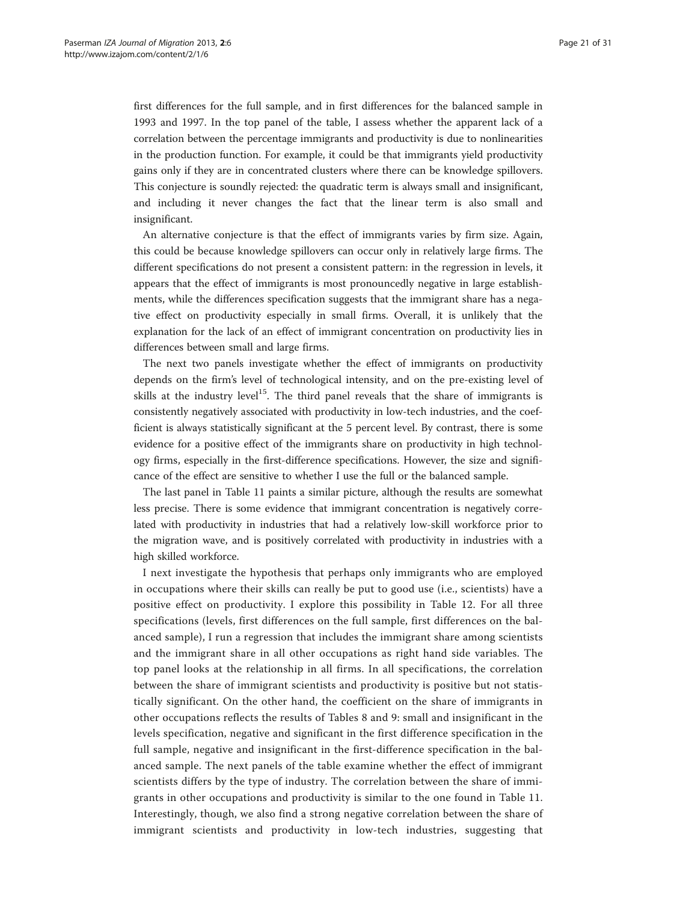first differences for the full sample, and in first differences for the balanced sample in 1993 and 1997. In the top panel of the table, I assess whether the apparent lack of a correlation between the percentage immigrants and productivity is due to nonlinearities in the production function. For example, it could be that immigrants yield productivity gains only if they are in concentrated clusters where there can be knowledge spillovers. This conjecture is soundly rejected: the quadratic term is always small and insignificant, and including it never changes the fact that the linear term is also small and insignificant.

An alternative conjecture is that the effect of immigrants varies by firm size. Again, this could be because knowledge spillovers can occur only in relatively large firms. The different specifications do not present a consistent pattern: in the regression in levels, it appears that the effect of immigrants is most pronouncedly negative in large establishments, while the differences specification suggests that the immigrant share has a negative effect on productivity especially in small firms. Overall, it is unlikely that the explanation for the lack of an effect of immigrant concentration on productivity lies in differences between small and large firms.

The next two panels investigate whether the effect of immigrants on productivity depends on the firm's level of technological intensity, and on the pre-existing level of skills at the industry level[15]. The third panel reveals that the share of immigrants is consistently negatively associated with productivity in low-tech industries, and the coefficient is always statistically significant at the 5 percent level. By contrast, there is some evidence for a positive effect of the immigrants share on productivity in high technology firms, especially in the first-difference specifications. However, the size and significance of the effect are sensitive to whether I use the full or the balanced sample.

The last panel in Table 11 paints a similar picture, although the results are somewhat less precise. There is some evidence that immigrant concentration is negatively correlated with productivity in industries that had a relatively low-skill workforce prior to the migration wave, and is positively correlated with productivity in industries with a high skilled workforce.

I next investigate the hypothesis that perhaps only immigrants who are employed in occupations where their skills can really be put to good use (i.e., scientists) have a positive effect on productivity. I explore this possibility in Table 12. For all three specifications (levels, first differences on the full sample, first differences on the balanced sample), I run a regression that includes the immigrant share among scientists and the immigrant share in all other occupations as right hand side variables. The top panel looks at the relationship in all firms. In all specifications, the correlation between the share of immigrant scientists and productivity is positive but not statistically significant. On the other hand, the coefficient on the share of immigrants in other occupations reflects the results of Tables 8 and 9: small and insignificant in the levels specification, negative and significant in the first difference specification in the full sample, negative and insignificant in the first-difference specification in the balanced sample. The next panels of the table examine whether the effect of immigrant scientists differs by the type of industry. The correlation between the share of immigrants in other occupations and productivity is similar to the one found in Table 11. Interestingly, though, we also find a strong negative correlation between the share of immigrant scientists and productivity in low-tech industries, suggesting that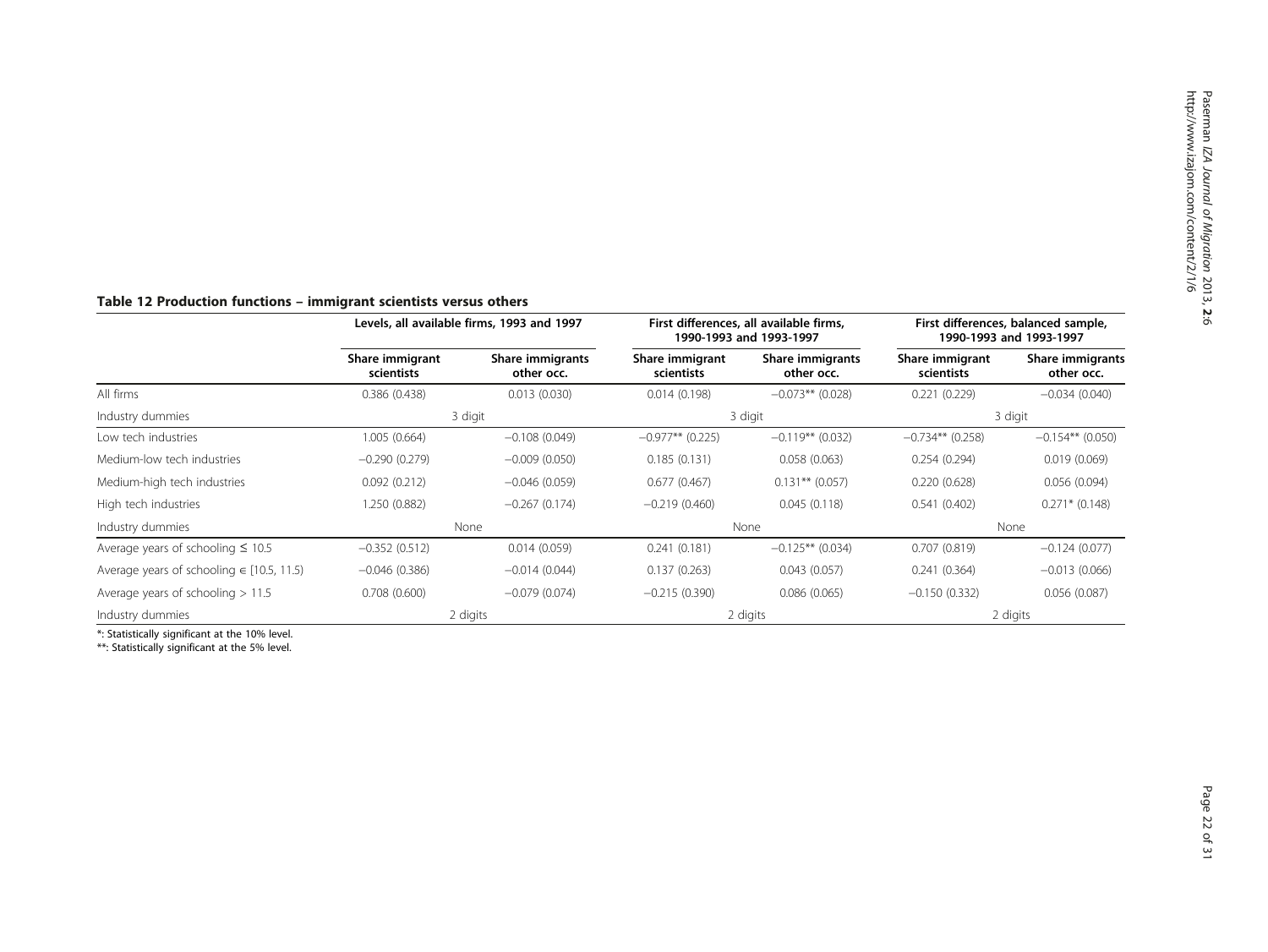**Table 12 Production functions – immigrant scientists versus others**

| | Levels, all available firms, 1993 and 1997 | | First differences, all available firms, 1990-1993 and 1993-1997 | | First differences, balanced sample, 1990-1993 and 1993-1997 | |
|---|---|---|---|---|---|---|
| | Share immigrant scientists | Share immigrants other occ. | Share immigrant scientists | Share immigrants other occ. | Share immigrant scientists | Share immigrants other occ. |
| All firms | 0.386 (0.438) | 0.013 (0.030) | 0.014 (0.198) | −0.073** (0.028) | 0.221 (0.229) | −0.034 (0.040) |
| Industry dummies | 3 digit | | 3 digit | | 3 digit | |
| Low tech industries | 1.005 (0.664) | −0.108 (0.049) | −0.977** (0.225) | −0.119** (0.032) | −0.734** (0.258) | −0.154** (0.050) |
| Medium-low tech industries | −0.290 (0.279) | −0.009 (0.050) | 0.185 (0.131) | 0.058 (0.063) | 0.254 (0.294) | 0.019 (0.069) |
| Medium-high tech industries | 0.092 (0.212) | −0.046 (0.059) | 0.677 (0.467) | 0.131** (0.057) | 0.220 (0.628) | 0.056 (0.094) |
| High tech industries | 1.250 (0.882) | −0.267 (0.174) | −0.219 (0.460) | 0.045 (0.118) | 0.541 (0.402) | 0.271* (0.148) |
| Industry dummies | None | | None | | None | |
| Average years of schooling ≤ 10.5 | −0.352 (0.512) | 0.014 (0.059) | 0.241 (0.181) | −0.125** (0.034) | 0.707 (0.819) | −0.124 (0.077) |
| Average years of schooling ∈ [10.5, 11.5) | −0.046 (0.386) | −0.014 (0.044) | 0.137 (0.263) | 0.043 (0.057) | 0.241 (0.364) | −0.013 (0.066) |
| Average years of schooling > 11.5 | 0.708 (0.600) | −0.079 (0.074) | −0.215 (0.390) | 0.086 (0.065) | −0.150 (0.332) | 0.056 (0.087) |
| Industry dummies | 2 digits | | 2 digits | | 2 digits | |

*: Statistically significant at the 10% level.
**: Statistically significant at the 5% level.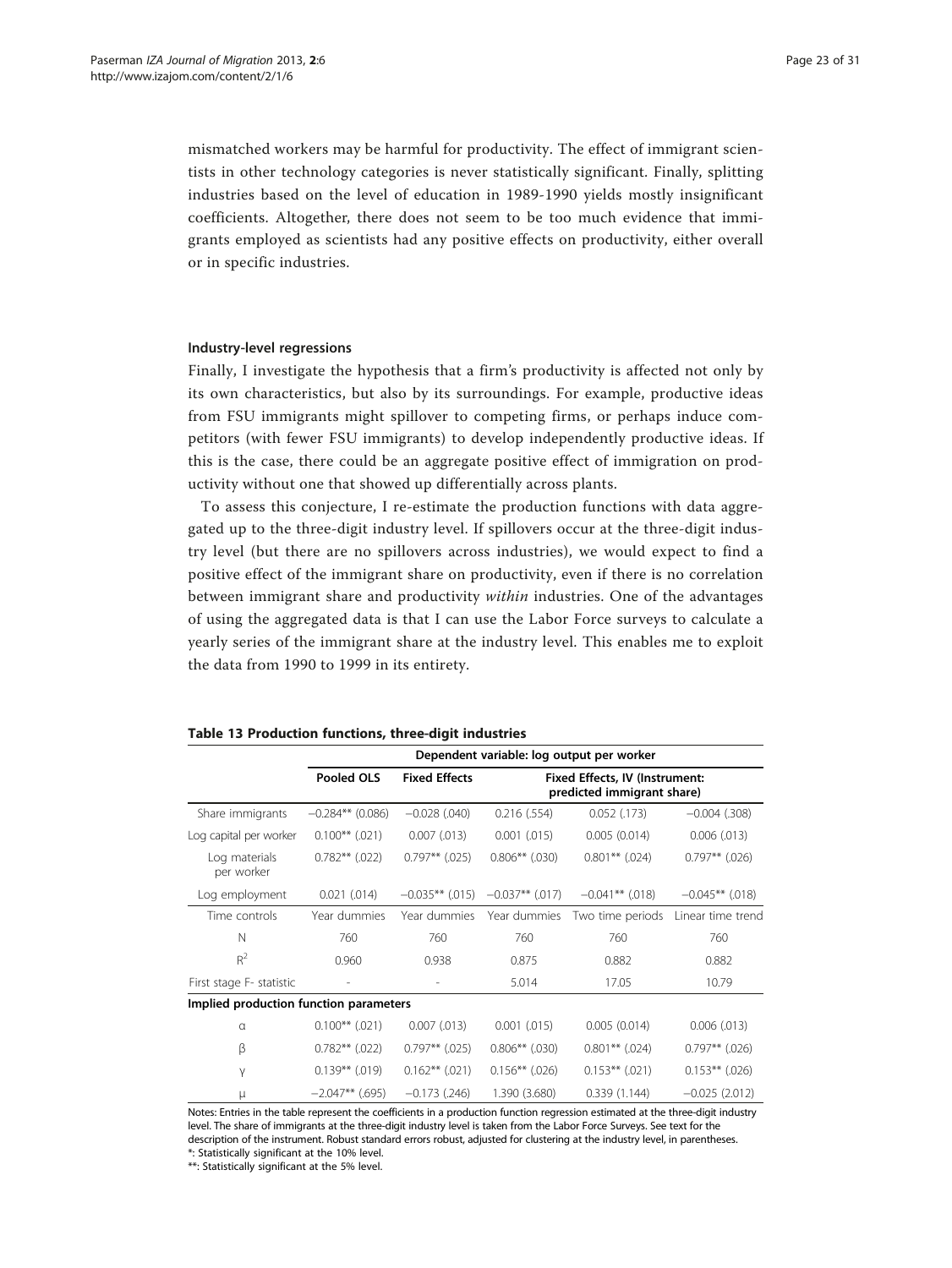mismatched workers may be harmful for productivity. The effect of immigrant scientists in other technology categories is never statistically significant. Finally, splitting industries based on the level of education in 1989-1990 yields mostly insignificant coefficients. Altogether, there does not seem to be too much evidence that immigrants employed as scientists had any positive effects on productivity, either overall or in specific industries.

### Industry-level regressions

Finally, I investigate the hypothesis that a firm's productivity is affected not only by its own characteristics, but also by its surroundings. For example, productive ideas from FSU immigrants might spillover to competing firms, or perhaps induce competitors (with fewer FSU immigrants) to develop independently productive ideas. If this is the case, there could be an aggregate positive effect of immigration on productivity without one that showed up differentially across plants.

To assess this conjecture, I re-estimate the production functions with data aggregated up to the three-digit industry level. If spillovers occur at the three-digit industry level (but there are no spillovers across industries), we would expect to find a positive effect of the immigrant share on productivity, even if there is no correlation between immigrant share and productivity *within* industries. One of the advantages of using the aggregated data is that I can use the Labor Force surveys to calculate a yearly series of the immigrant share at the industry level. This enables me to exploit the data from 1990 to 1999 in its entirety.

**Table 13 Production functions, three-digit industries**

| | Dependent variable: log output per worker | | | | |
|---|---|---|---|---|---|
| | Pooled OLS | Fixed Effects | Fixed Effects, IV (Instrument: predicted immigrant share) | | |
| Share immigrants | −0.284** (0.086) | −0.028 (.040) | 0.216 (.554) | 0.052 (.173) | −0.004 (.308) |
| Log capital per worker | 0.100** (.021) | 0.007 (.013) | 0.001 (.015) | 0.005 (0.014) | 0.006 (.013) |
| Log materials per worker | 0.782** (.022) | 0.797** (.025) | 0.806** (.030) | 0.801** (.024) | 0.797** (.026) |
| Log employment | 0.021 (.014) | −0.035** (.015) | −0.037** (.017) | −0.041** (.018) | −0.045** (.018) |
| Time controls | Year dummies | Year dummies | Year dummies | Two time periods | Linear time trend |
| N | 760 | 760 | 760 | 760 | 760 |
| $R^2$ | 0.960 | 0.938 | 0.875 | 0.882 | 0.882 |
| First stage F- statistic | - | - | 5.014 | 17.05 | 10.79 |
| **Implied production function parameters** | | | | | |
| $\alpha$ | 0.100** (.021) | 0.007 (.013) | 0.001 (.015) | 0.005 (0.014) | 0.006 (.013) |
| $\beta$ | 0.782** (.022) | 0.797** (.025) | 0.806** (.030) | 0.801** (.024) | 0.797** (.026) |
| $\gamma$ | 0.139** (.019) | 0.162** (.021) | 0.156** (.026) | 0.153** (.021) | 0.153** (.026) |
| $\mu$ | −2.047** (.695) | −0.173 (.246) | 1.390 (3.680) | 0.339 (1.144) | −0.025 (2.012) |

Notes: Entries in the table represent the coefficients in a production function regression estimated at the three-digit industry level. The share of immigrants at the three-digit industry level is taken from the Labor Force Surveys. See text for the description of the instrument. Robust standard errors robust, adjusted for clustering at the industry level, in parentheses.
*: Statistically significant at the 10% level.
**: Statistically significant at the 5% level.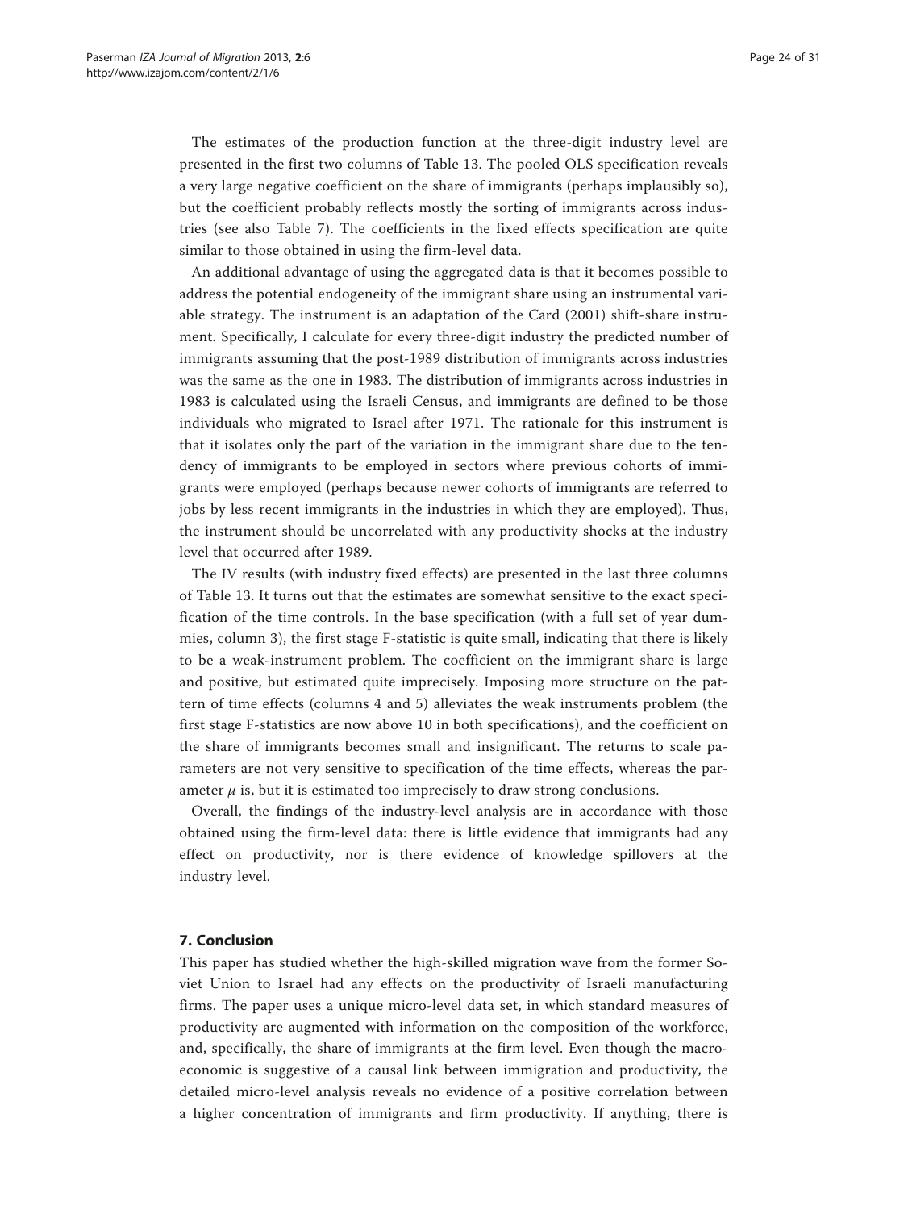The estimates of the production function at the three-digit industry level are presented in the first two columns of Table 13. The pooled OLS specification reveals a very large negative coefficient on the share of immigrants (perhaps implausibly so), but the coefficient probably reflects mostly the sorting of immigrants across industries (see also Table 7). The coefficients in the fixed effects specification are quite similar to those obtained in using the firm-level data.

An additional advantage of using the aggregated data is that it becomes possible to address the potential endogeneity of the immigrant share using an instrumental variable strategy. The instrument is an adaptation of the Card (2001) shift-share instrument. Specifically, I calculate for every three-digit industry the predicted number of immigrants assuming that the post-1989 distribution of immigrants across industries was the same as the one in 1983. The distribution of immigrants across industries in 1983 is calculated using the Israeli Census, and immigrants are defined to be those individuals who migrated to Israel after 1971. The rationale for this instrument is that it isolates only the part of the variation in the immigrant share due to the tendency of immigrants to be employed in sectors where previous cohorts of immigrants were employed (perhaps because newer cohorts of immigrants are referred to jobs by less recent immigrants in the industries in which they are employed). Thus, the instrument should be uncorrelated with any productivity shocks at the industry level that occurred after 1989.

The IV results (with industry fixed effects) are presented in the last three columns of Table 13. It turns out that the estimates are somewhat sensitive to the exact specification of the time controls. In the base specification (with a full set of year dummies, column 3), the first stage F-statistic is quite small, indicating that there is likely to be a weak-instrument problem. The coefficient on the immigrant share is large and positive, but estimated quite imprecisely. Imposing more structure on the pattern of time effects (columns 4 and 5) alleviates the weak instruments problem (the first stage F-statistics are now above 10 in both specifications), and the coefficient on the share of immigrants becomes small and insignificant. The returns to scale parameters are not very sensitive to specification of the time effects, whereas the parameter $\mu$ is, but it is estimated too imprecisely to draw strong conclusions.

Overall, the findings of the industry-level analysis are in accordance with those obtained using the firm-level data: there is little evidence that immigrants had any effect on productivity, nor is there evidence of knowledge spillovers at the industry level.

## 7. Conclusion

This paper has studied whether the high-skilled migration wave from the former Soviet Union to Israel had any effects on the productivity of Israeli manufacturing firms. The paper uses a unique micro-level data set, in which standard measures of productivity are augmented with information on the composition of the workforce, and, specifically, the share of immigrants at the firm level. Even though the macroeconomic is suggestive of a causal link between immigration and productivity, the detailed micro-level analysis reveals no evidence of a positive correlation between a higher concentration of immigrants and firm productivity. If anything, there is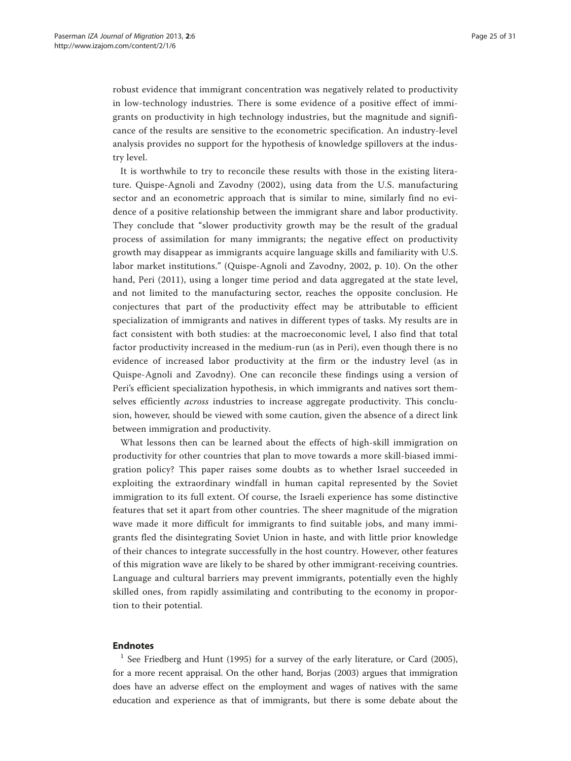robust evidence that immigrant concentration was negatively related to productivity in low-technology industries. There is some evidence of a positive effect of immigrants on productivity in high technology industries, but the magnitude and significance of the results are sensitive to the econometric specification. An industry-level analysis provides no support for the hypothesis of knowledge spillovers at the industry level.

It is worthwhile to try to reconcile these results with those in the existing literature. Quispe-Agnoli and Zavodny (2002), using data from the U.S. manufacturing sector and an econometric approach that is similar to mine, similarly find no evidence of a positive relationship between the immigrant share and labor productivity. They conclude that "slower productivity growth may be the result of the gradual process of assimilation for many immigrants; the negative effect on productivity growth may disappear as immigrants acquire language skills and familiarity with U.S. labor market institutions." (Quispe-Agnoli and Zavodny, 2002, p. 10). On the other hand, Peri (2011), using a longer time period and data aggregated at the state level, and not limited to the manufacturing sector, reaches the opposite conclusion. He conjectures that part of the productivity effect may be attributable to efficient specialization of immigrants and natives in different types of tasks. My results are in fact consistent with both studies: at the macroeconomic level, I also find that total factor productivity increased in the medium-run (as in Peri), even though there is no evidence of increased labor productivity at the firm or the industry level (as in Quispe-Agnoli and Zavodny). One can reconcile these findings using a version of Peri's efficient specialization hypothesis, in which immigrants and natives sort themselves efficiently *across* industries to increase aggregate productivity. This conclusion, however, should be viewed with some caution, given the absence of a direct link between immigration and productivity.

What lessons then can be learned about the effects of high-skill immigration on productivity for other countries that plan to move towards a more skill-biased immigration policy? This paper raises some doubts as to whether Israel succeeded in exploiting the extraordinary windfall in human capital represented by the Soviet immigration to its full extent. Of course, the Israeli experience has some distinctive features that set it apart from other countries. The sheer magnitude of the migration wave made it more difficult for immigrants to find suitable jobs, and many immigrants fled the disintegrating Soviet Union in haste, and with little prior knowledge of their chances to integrate successfully in the host country. However, other features of this migration wave are likely to be shared by other immigrant-receiving countries. Language and cultural barriers may prevent immigrants, potentially even the highly skilled ones, from rapidly assimilating and contributing to the economy in proportion to their potential.

## Endnotes

[1] See Friedberg and Hunt (1995) for a survey of the early literature, or Card (2005), for a more recent appraisal. On the other hand, Borjas (2003) argues that immigration does have an adverse effect on the employment and wages of natives with the same education and experience as that of immigrants, but there is some debate about the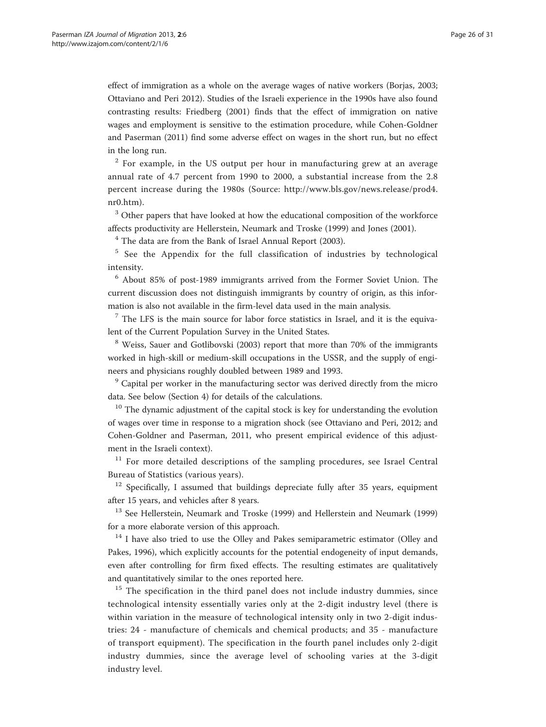effect of immigration as a whole on the average wages of native workers (Borjas, 2003; Ottaviano and Peri 2012). Studies of the Israeli experience in the 1990s have also found contrasting results: Friedberg (2001) finds that the effect of immigration on native wages and employment is sensitive to the estimation procedure, while Cohen-Goldner and Paserman (2011) find some adverse effect on wages in the short run, but no effect in the long run.

[2] For example, in the US output per hour in manufacturing grew at an average annual rate of 4.7 percent from 1990 to 2000, a substantial increase from the 2.8 percent increase during the 1980s (Source: http://www.bls.gov/news.release/prod4.nr0.htm).

[3] Other papers that have looked at how the educational composition of the workforce affects productivity are Hellerstein, Neumark and Troske (1999) and Jones (2001).

[4] The data are from the Bank of Israel Annual Report (2003).

[5] See the Appendix for the full classification of industries by technological intensity.

[6] About 85% of post-1989 immigrants arrived from the Former Soviet Union. The current discussion does not distinguish immigrants by country of origin, as this information is also not available in the firm-level data used in the main analysis.

[7] The LFS is the main source for labor force statistics in Israel, and it is the equivalent of the Current Population Survey in the United States.

[8] Weiss, Sauer and Gotlibovski (2003) report that more than 70% of the immigrants worked in high-skill or medium-skill occupations in the USSR, and the supply of engineers and physicians roughly doubled between 1989 and 1993.

[9] Capital per worker in the manufacturing sector was derived directly from the micro data. See below (Section 4) for details of the calculations.

[10] The dynamic adjustment of the capital stock is key for understanding the evolution of wages over time in response to a migration shock (see Ottaviano and Peri, 2012; and Cohen-Goldner and Paserman, 2011, who present empirical evidence of this adjustment in the Israeli context).

[11] For more detailed descriptions of the sampling procedures, see Israel Central Bureau of Statistics (various years).

[12] Specifically, I assumed that buildings depreciate fully after 35 years, equipment after 15 years, and vehicles after 8 years.

[13] See Hellerstein, Neumark and Troske (1999) and Hellerstein and Neumark (1999) for a more elaborate version of this approach.

[14] I have also tried to use the Olley and Pakes semiparametric estimator (Olley and Pakes, 1996), which explicitly accounts for the potential endogeneity of input demands, even after controlling for firm fixed effects. The resulting estimates are qualitatively and quantitatively similar to the ones reported here.

[15] The specification in the third panel does not include industry dummies, since technological intensity essentially varies only at the 2-digit industry level (there is within variation in the measure of technological intensity only in two 2-digit industries: 24 - manufacture of chemicals and chemical products; and 35 - manufacture of transport equipment). The specification in the fourth panel includes only 2-digit industry dummies, since the average level of schooling varies at the 3-digit industry level.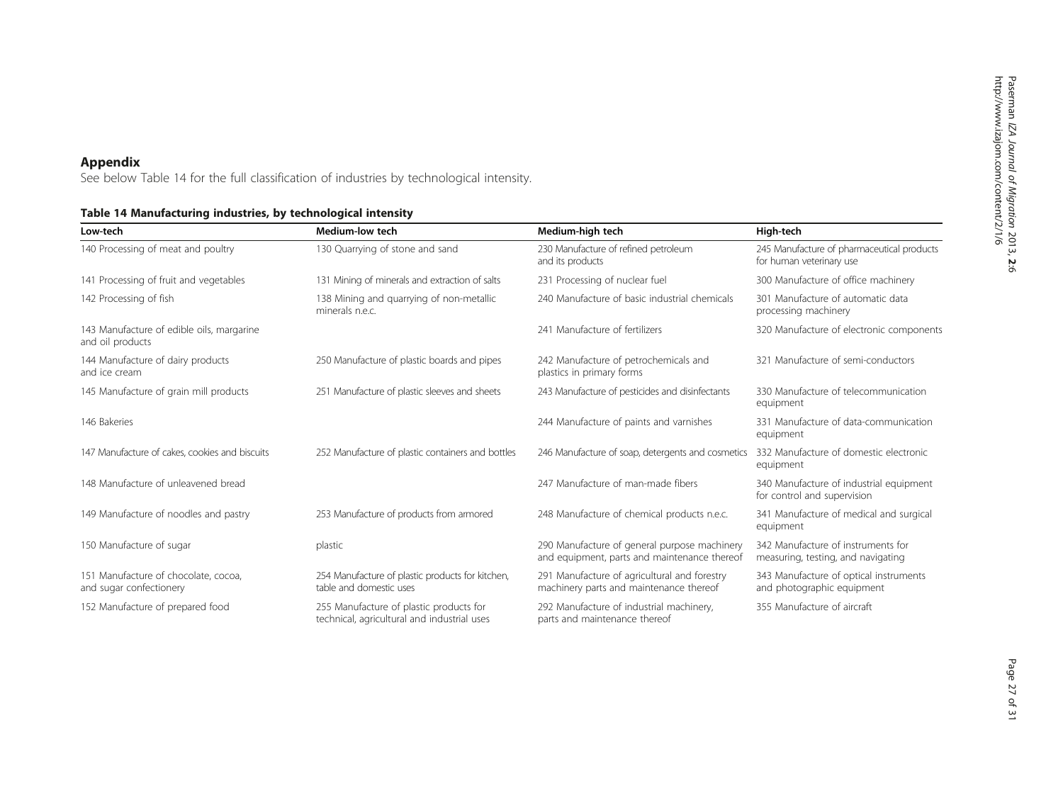## Appendix

See below Table 14 for the full classification of industries by technological intensity.

**Table 14 Manufacturing industries, by technological intensity**

| Low-tech | Medium-low tech | Medium-high tech | High-tech |
|---|---|---|---|
| 140 Processing of meat and poultry | 130 Quarrying of stone and sand | 230 Manufacture of refined petroleum and its products | 245 Manufacture of pharmaceutical products for human veterinary use |
| 141 Processing of fruit and vegetables | 131 Mining of minerals and extraction of salts | 231 Processing of nuclear fuel | 300 Manufacture of office machinery |
| 142 Processing of fish | 138 Mining and quarrying of non-metallic minerals n.e.c. | 240 Manufacture of basic industrial chemicals | 301 Manufacture of automatic data processing machinery |
| 143 Manufacture of edible oils, margarine and oil products | | 241 Manufacture of fertilizers | 320 Manufacture of electronic components |
| 144 Manufacture of dairy products and ice cream | 250 Manufacture of plastic boards and pipes | 242 Manufacture of petrochemicals and plastics in primary forms | 321 Manufacture of semi-conductors |
| 145 Manufacture of grain mill products | 251 Manufacture of plastic sleeves and sheets | 243 Manufacture of pesticides and disinfectants | 330 Manufacture of telecommunication equipment |
| 146 Bakeries | | 244 Manufacture of paints and varnishes | 331 Manufacture of data-communication equipment |
| 147 Manufacture of cakes, cookies and biscuits | 252 Manufacture of plastic containers and bottles | 246 Manufacture of soap, detergents and cosmetics | 332 Manufacture of domestic electronic equipment |
| 148 Manufacture of unleavened bread | | 247 Manufacture of man-made fibers | 340 Manufacture of industrial equipment for control and supervision |
| 149 Manufacture of noodles and pastry | 253 Manufacture of products from armored | 248 Manufacture of chemical products n.e.c. | 341 Manufacture of medical and surgical equipment |
| 150 Manufacture of sugar | plastic | 290 Manufacture of general purpose machinery and equipment, parts and maintenance thereof | 342 Manufacture of instruments for measuring, testing, and navigating |
| 151 Manufacture of chocolate, cocoa, and sugar confectionery | 254 Manufacture of plastic products for kitchen, table and domestic uses | 291 Manufacture of agricultural and forestry machinery parts and maintenance thereof | 343 Manufacture of optical instruments and photographic equipment |
| 152 Manufacture of prepared food | 255 Manufacture of plastic products for technical, agricultural and industrial uses | 292 Manufacture of industrial machinery, parts and maintenance thereof | 355 Manufacture of aircraft |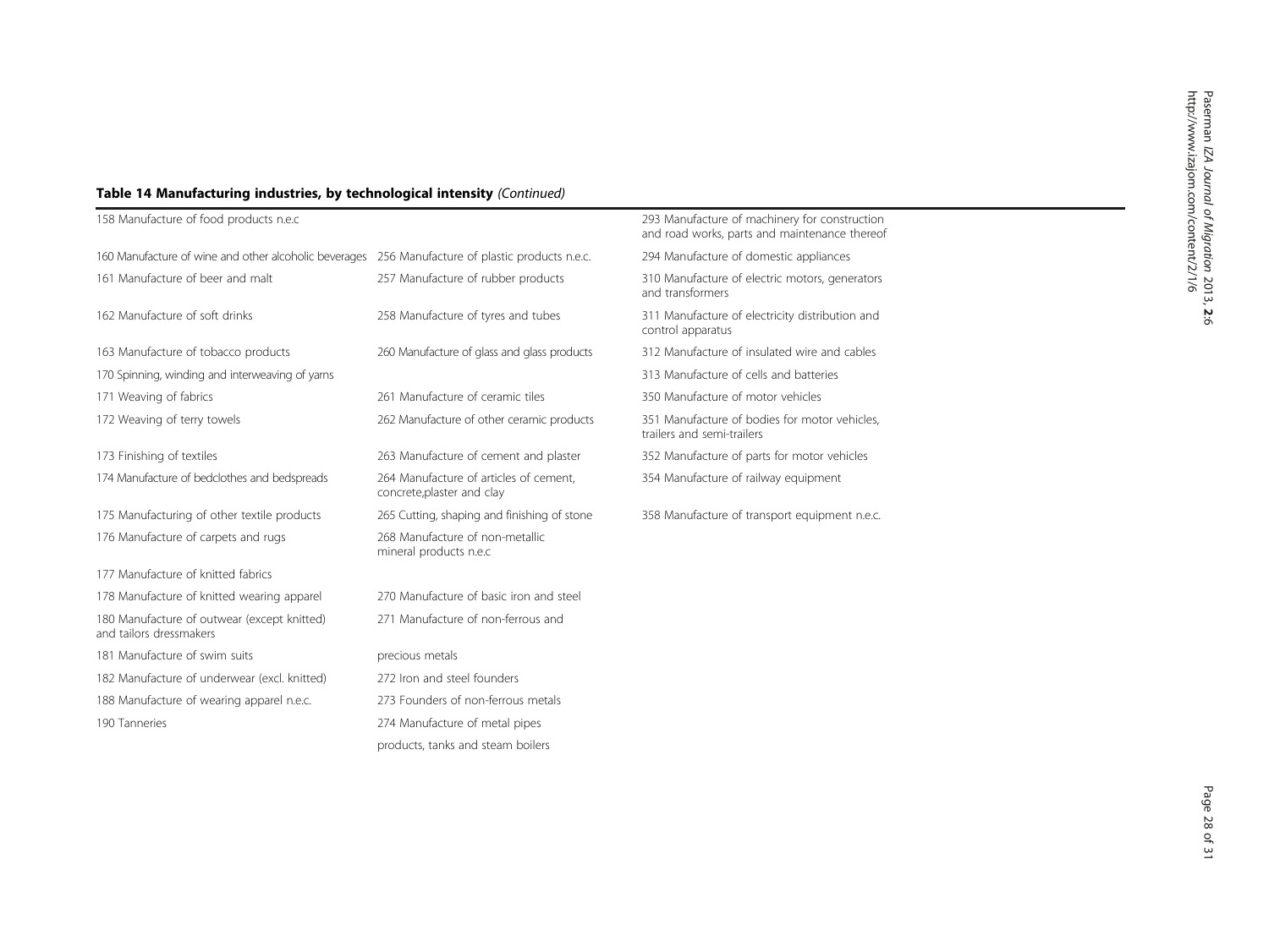**Table 14 Manufacturing industries, by technological intensity** *(Continued)*

| | | |
|---|---|---|
| 158 Manufacture of food products n.e.c | | 293 Manufacture of machinery for construction and road works, parts and maintenance thereof |
| 160 Manufacture of wine and other alcoholic beverages | 256 Manufacture of plastic products n.e.c. | 294 Manufacture of domestic appliances |
| 161 Manufacture of beer and malt | 257 Manufacture of rubber products | 310 Manufacture of electric motors, generators and transformers |
| 162 Manufacture of soft drinks | 258 Manufacture of tyres and tubes | 311 Manufacture of electricity distribution and control apparatus |
| 163 Manufacture of tobacco products | 260 Manufacture of glass and glass products | 312 Manufacture of insulated wire and cables |
| 170 Spinning, winding and interweaving of yarns | | 313 Manufacture of cells and batteries |
| 171 Weaving of fabrics | 261 Manufacture of ceramic tiles | 350 Manufacture of motor vehicles |
| 172 Weaving of terry towels | 262 Manufacture of other ceramic products | 351 Manufacture of bodies for motor vehicles, trailers and semi-trailers |
| 173 Finishing of textiles | 263 Manufacture of cement and plaster | 352 Manufacture of parts for motor vehicles |
| 174 Manufacture of bedclothes and bedspreads | 264 Manufacture of articles of cement, concrete,plaster and clay | 354 Manufacture of railway equipment |
| 175 Manufacturing of other textile products | 265 Cutting, shaping and finishing of stone | 358 Manufacture of transport equipment n.e.c. |
| 176 Manufacture of carpets and rugs | 268 Manufacture of non-metallic mineral products n.e.c | |
| 177 Manufacture of knitted fabrics | | |
| 178 Manufacture of knitted wearing apparel | 270 Manufacture of basic iron and steel | |
| 180 Manufacture of outwear (except knitted) and tailors dressmakers | 271 Manufacture of non-ferrous and | |
| 181 Manufacture of swim suits | precious metals | |
| 182 Manufacture of underwear (excl. knitted) | 272 Iron and steel founders | |
| 188 Manufacture of wearing apparel n.e.c. | 273 Founders of non-ferrous metals | |
| 190 Tanneries | 274 Manufacture of metal pipes | |
| | products, tanks and steam boilers | |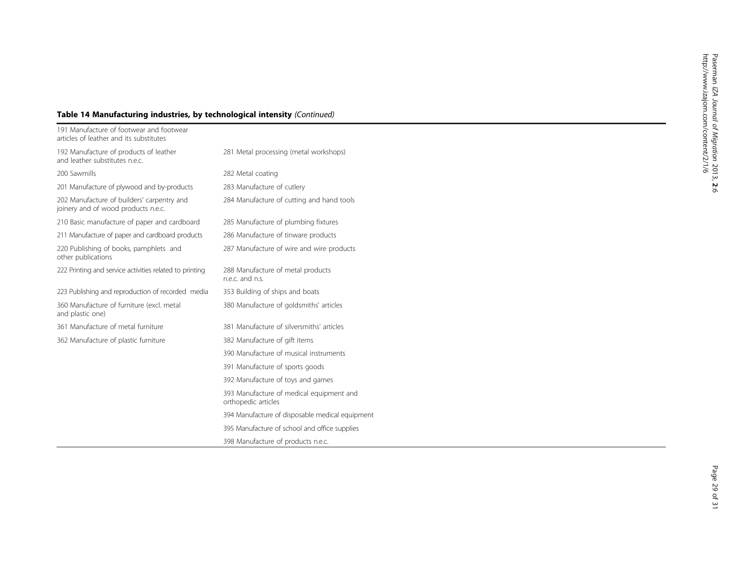**Table 14 Manufacturing industries, by technological intensity** *(Continued)*

| | |
|---|---|
| 191 Manufacture of footwear and footwear articles of leather and its substitutes | |
| 192 Manufacture of products of leather and leather substitutes n.e.c. | 281 Metal processing (metal workshops) |
| 200 Sawmills | 282 Metal coating |
| 201 Manufacture of plywood and by-products | 283 Manufacture of cutlery |
| 202 Manufacture of builders' carpentry and joinery and of wood products n.e.c. | 284 Manufacture of cutting and hand tools |
| 210 Basic manufacture of paper and cardboard | 285 Manufacture of plumbing fixtures |
| 211 Manufacture of paper and cardboard products | 286 Manufacture of tinware products |
| 220 Publishing of books, pamphlets and other publications | 287 Manufacture of wire and wire products |
| 222 Printing and service activities related to printing | 288 Manufacture of metal products n.e.c. and n.s. |
| 223 Publishing and reproduction of recorded media | 353 Building of ships and boats |
| 360 Manufacture of furniture (excl. metal and plastic one) | 380 Manufacture of goldsmiths' articles |
| 361 Manufacture of metal furniture | 381 Manufacture of silversmiths' articles |
| 362 Manufacture of plastic furniture | 382 Manufacture of gift items |
| | 390 Manufacture of musical instruments |
| | 391 Manufacture of sports goods |
| | 392 Manufacture of toys and games |
| | 393 Manufacture of medical equipment and orthopedic articles |
| | 394 Manufacture of disposable medical equipment |
| | 395 Manufacture of school and office supplies |
| | 398 Manufacture of products n.e.c. |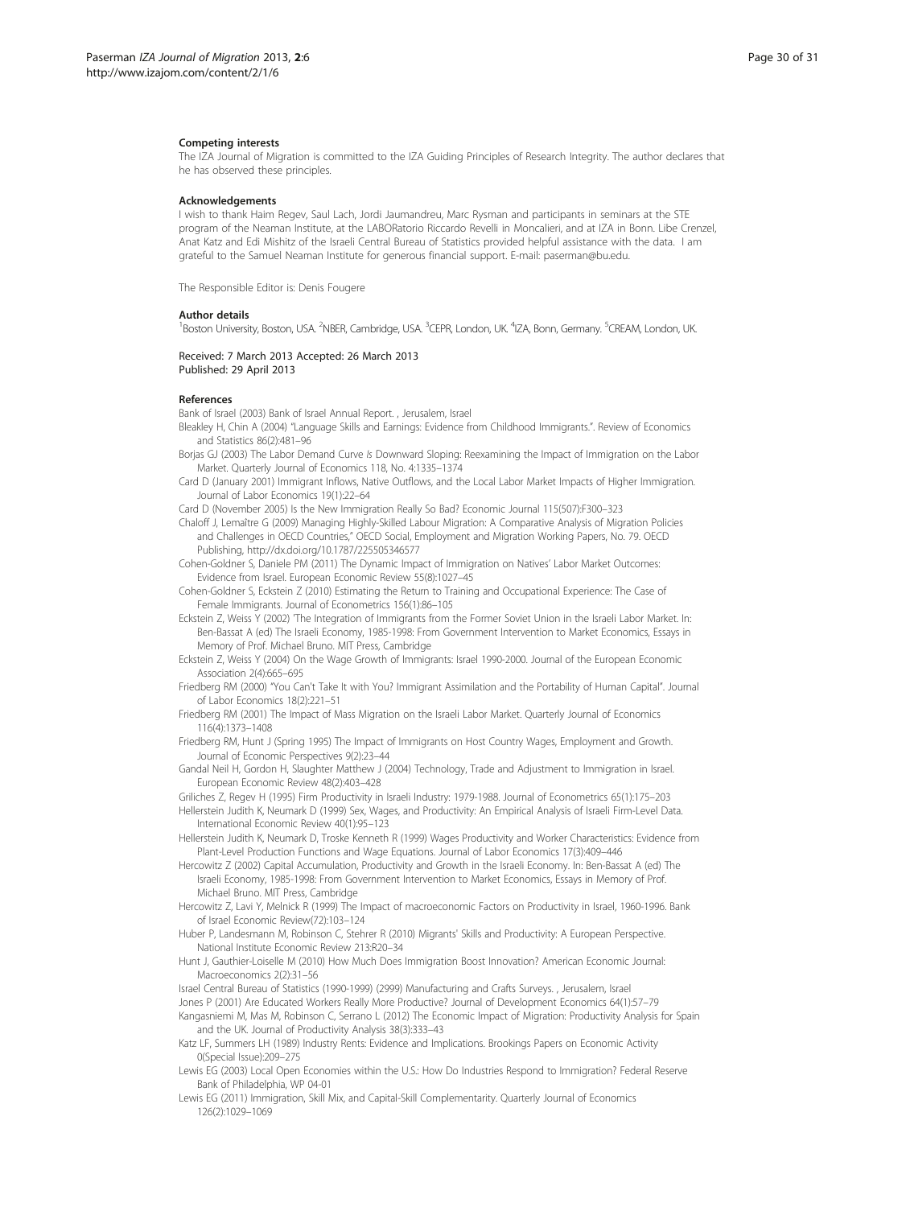#### Competing interests

The IZA Journal of Migration is committed to the IZA Guiding Principles of Research Integrity. The author declares that he has observed these principles.

#### Acknowledgements

I wish to thank Haim Regev, Saul Lach, Jordi Jaumandreu, Marc Rysman and participants in seminars at the STE program of the Neaman Institute, at the LABORatorio Riccardo Revelli in Moncalieri, and at IZA in Bonn. Libe Crenzel, Anat Katz and Edi Mishitz of the Israeli Central Bureau of Statistics provided helpful assistance with the data. I am grateful to the Samuel Neaman Institute for generous financial support. E-mail: paserman@bu.edu.

The Responsible Editor is: Denis Fougere

#### Author details

[1]Boston University, Boston, USA. [2]NBER, Cambridge, USA. [3]CEPR, London, UK. [4]IZA, Bonn, Germany. [5]CREAM, London, UK.

Received: 7 March 2013 Accepted: 26 March 2013
Published: 29 April 2013

#### References

Bank of Israel (2003) Bank of Israel Annual Report. , Jerusalem, Israel

Bleakley H, Chin A (2004) "Language Skills and Earnings: Evidence from Childhood Immigrants.". Review of Economics and Statistics 86(2):481–96

Borjas GJ (2003) The Labor Demand Curve *Is* Downward Sloping: Reexamining the Impact of Immigration on the Labor Market. Quarterly Journal of Economics 118, No. 4:1335–1374

Card D (January 2001) Immigrant Inflows, Native Outflows, and the Local Labor Market Impacts of Higher Immigration. Journal of Labor Economics 19(1):22–64

Card D (November 2005) Is the New Immigration Really So Bad? Economic Journal 115(507):F300–323

Chaloff J, Lemaître G (2009) Managing Highly-Skilled Labour Migration: A Comparative Analysis of Migration Policies and Challenges in OECD Countries," OECD Social, Employment and Migration Working Papers, No. 79. OECD Publishing, http://dx.doi.org/10.1787/225505346577

Cohen-Goldner S, Daniele PM (2011) The Dynamic Impact of Immigration on Natives' Labor Market Outcomes: Evidence from Israel. European Economic Review 55(8):1027–45

Cohen-Goldner S, Eckstein Z (2010) Estimating the Return to Training and Occupational Experience: The Case of Female Immigrants. Journal of Econometrics 156(1):86–105

Eckstein Z, Weiss Y (2002) 'The Integration of Immigrants from the Former Soviet Union in the Israeli Labor Market. In: Ben-Bassat A (ed) The Israeli Economy, 1985-1998: From Government Intervention to Market Economics, Essays in Memory of Prof. Michael Bruno. MIT Press, Cambridge

Eckstein Z, Weiss Y (2004) On the Wage Growth of Immigrants: Israel 1990-2000. Journal of the European Economic Association 2(4):665–695

Friedberg RM (2000) "You Can't Take It with You? Immigrant Assimilation and the Portability of Human Capital". Journal of Labor Economics 18(2):221–51

Friedberg RM (2001) The Impact of Mass Migration on the Israeli Labor Market. Quarterly Journal of Economics 116(4):1373–1408

Friedberg RM, Hunt J (Spring 1995) The Impact of Immigrants on Host Country Wages, Employment and Growth. Journal of Economic Perspectives 9(2):23–44

Gandal Neil H, Gordon H, Slaughter Matthew J (2004) Technology, Trade and Adjustment to Immigration in Israel. European Economic Review 48(2):403–428

Griliches Z, Regev H (1995) Firm Productivity in Israeli Industry: 1979-1988. Journal of Econometrics 65(1):175–203

Hellerstein Judith K, Neumark D (1999) Sex, Wages, and Productivity: An Empirical Analysis of Israeli Firm-Level Data. International Economic Review 40(1):95–123

Hellerstein Judith K, Neumark D, Troske Kenneth R (1999) Wages Productivity and Worker Characteristics: Evidence from Plant-Level Production Functions and Wage Equations. Journal of Labor Economics 17(3):409–446

Hercowitz Z (2002) Capital Accumulation, Productivity and Growth in the Israeli Economy. In: Ben-Bassat A (ed) The Israeli Economy, 1985-1998: From Government Intervention to Market Economics, Essays in Memory of Prof. Michael Bruno. MIT Press, Cambridge

Hercowitz Z, Lavi Y, Melnick R (1999) The Impact of macroeconomic Factors on Productivity in Israel, 1960-1996. Bank of Israel Economic Review(72):103–124

Huber P, Landesmann M, Robinson C, Stehrer R (2010) Migrants' Skills and Productivity: A European Perspective. National Institute Economic Review 213:R20–34

Hunt J, Gauthier-Loiselle M (2010) How Much Does Immigration Boost Innovation? American Economic Journal: Macroeconomics 2(2):31–56

Israel Central Bureau of Statistics (1990-1999) (2999) Manufacturing and Crafts Surveys. , Jerusalem, Israel

Jones P (2001) Are Educated Workers Really More Productive? Journal of Development Economics 64(1):57–79

Kangasniemi M, Mas M, Robinson C, Serrano L (2012) The Economic Impact of Migration: Productivity Analysis for Spain and the UK. Journal of Productivity Analysis 38(3):333–43

Katz LF, Summers LH (1989) Industry Rents: Evidence and Implications. Brookings Papers on Economic Activity 0(Special Issue):209–275

Lewis EG (2003) Local Open Economies within the U.S.: How Do Industries Respond to Immigration? Federal Reserve Bank of Philadelphia, WP 04-01

Lewis EG (2011) Immigration, Skill Mix, and Capital-Skill Complementarity. Quarterly Journal of Economics 126(2):1029–1069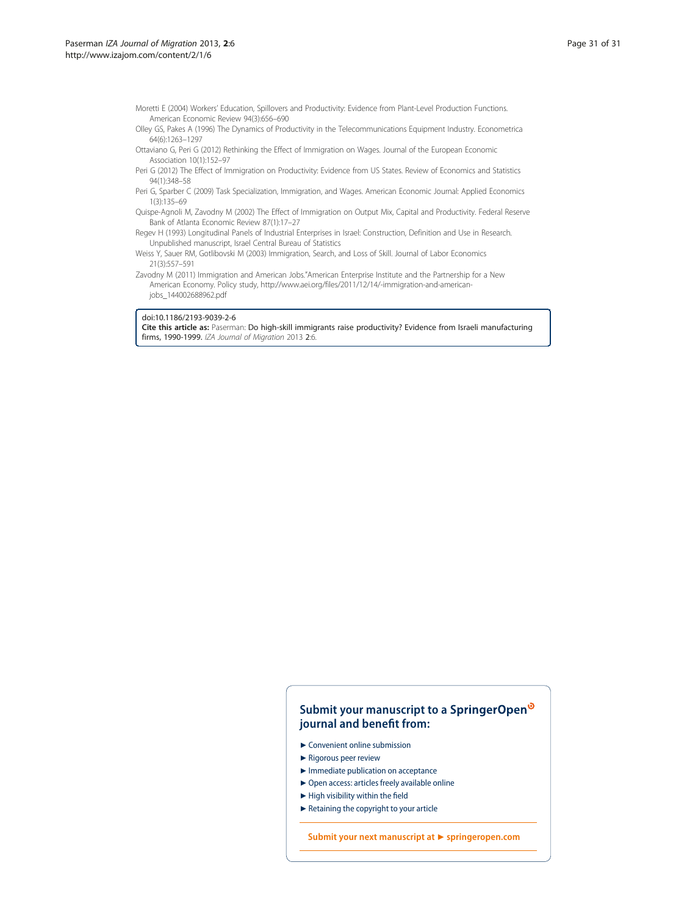Moretti E (2004) Workers' Education, Spillovers and Productivity: Evidence from Plant-Level Production Functions. American Economic Review 94(3):656–690

Olley GS, Pakes A (1996) The Dynamics of Productivity in the Telecommunications Equipment Industry. Econometrica 64(6):1263–1297

Ottaviano G, Peri G (2012) Rethinking the Effect of Immigration on Wages. Journal of the European Economic Association 10(1):152–97

Peri G (2012) The Effect of Immigration on Productivity: Evidence from US States. Review of Economics and Statistics 94(1):348–58

Peri G, Sparber C (2009) Task Specialization, Immigration, and Wages. American Economic Journal: Applied Economics 1(3):135–69

Quispe-Agnoli M, Zavodny M (2002) The Effect of Immigration on Output Mix, Capital and Productivity. Federal Reserve Bank of Atlanta Economic Review 87(1):17–27

Regev H (1993) Longitudinal Panels of Industrial Enterprises in Israel: Construction, Definition and Use in Research. Unpublished manuscript, Israel Central Bureau of Statistics

Weiss Y, Sauer RM, Gotlibovski M (2003) Immigration, Search, and Loss of Skill. Journal of Labor Economics 21(3):557–591

Zavodny M (2011) Immigration and American Jobs."American Enterprise Institute and the Partnership for a New American Economy. Policy study, http://www.aei.org/files/2011/12/14/-immigration-and-american-jobs_144002688962.pdf

doi:10.1186/2193-9039-2-6

**Cite this article as:** Paserman: Do high-skill immigrants raise productivity? Evidence from Israeli manufacturing firms, 1990-1999. *IZA Journal of Migration* 2013 **2**:6.

**Submit your manuscript to a SpringerOpen journal and benefit from:**

- ► Convenient online submission
- ► Rigorous peer review
- ► Immediate publication on acceptance
- ► Open access: articles freely available online
- ► High visibility within the field
- ► Retaining the copyright to your article

**Submit your next manuscript at ► springeropen.com**